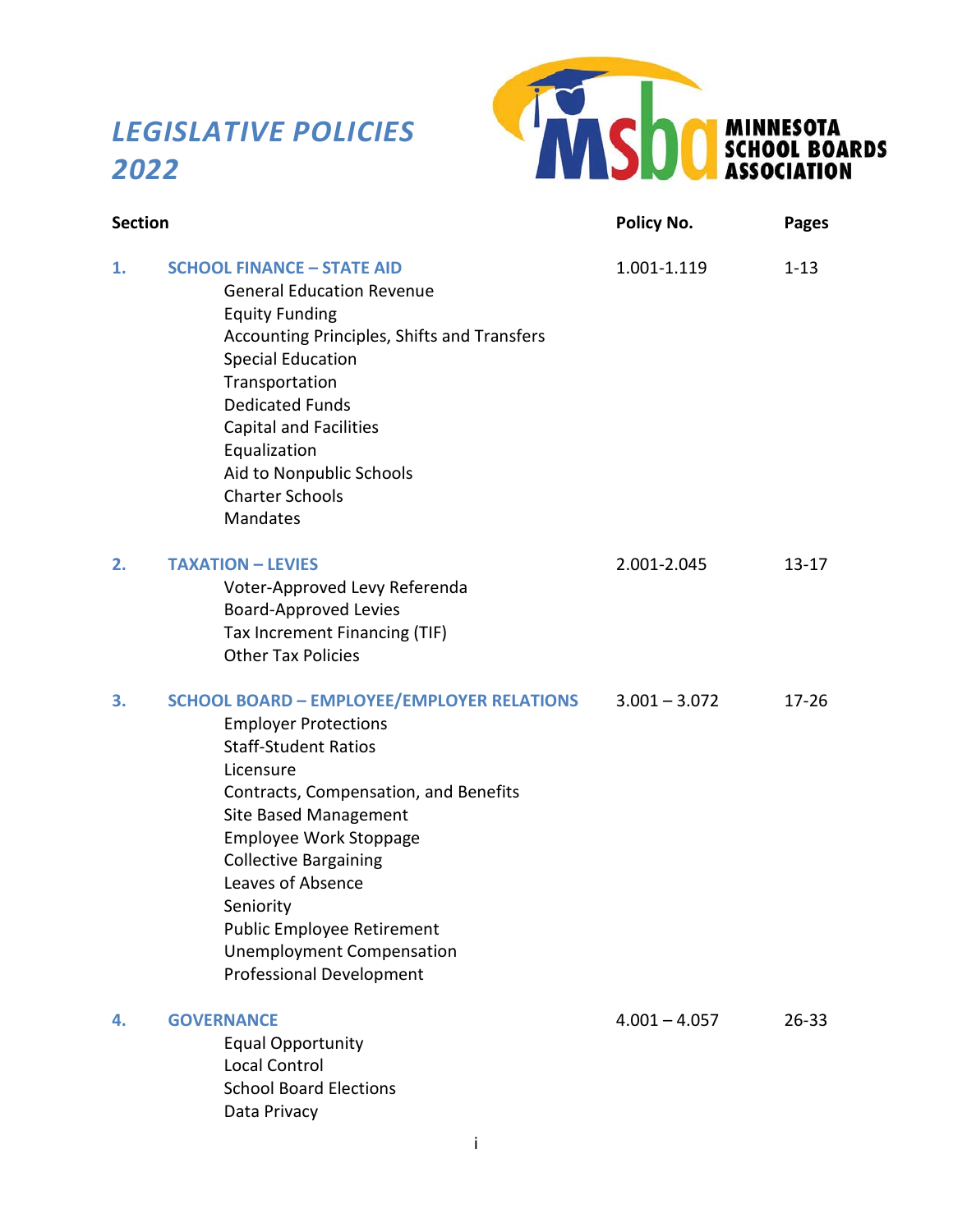# *LEGISLATIVE POLICIES 2022*

MINNESOTA SCHOOL BOARDS ASSOCIATION

| Section | | Policy No. | Pages |
|---|---|---|---|
| **1.** | **SCHOOL FINANCE – STATE AID**<br>General Education Revenue<br>Equity Funding<br>Accounting Principles, Shifts and Transfers<br>Special Education<br>Transportation<br>Dedicated Funds<br>Capital and Facilities<br>Equalization<br>Aid to Nonpublic Schools<br>Charter Schools<br>Mandates | 1.001-1.119 | 1-13 |
| **2.** | **TAXATION – LEVIES**<br>Voter-Approved Levy Referenda<br>Board-Approved Levies<br>Tax Increment Financing (TIF)<br>Other Tax Policies | 2.001-2.045 | 13-17 |
| **3.** | **SCHOOL BOARD – EMPLOYEE/EMPLOYER RELATIONS**<br>Employer Protections<br>Staff-Student Ratios<br>Licensure<br>Contracts, Compensation, and Benefits<br>Site Based Management<br>Employee Work Stoppage<br>Collective Bargaining<br>Leaves of Absence<br>Seniority<br>Public Employee Retirement<br>Unemployment Compensation<br>Professional Development | 3.001 – 3.072 | 17-26 |
| **4.** | **GOVERNANCE**<br>Equal Opportunity<br>Local Control<br>School Board Elections<br>Data Privacy | 4.001 – 4.057 | 26-33 |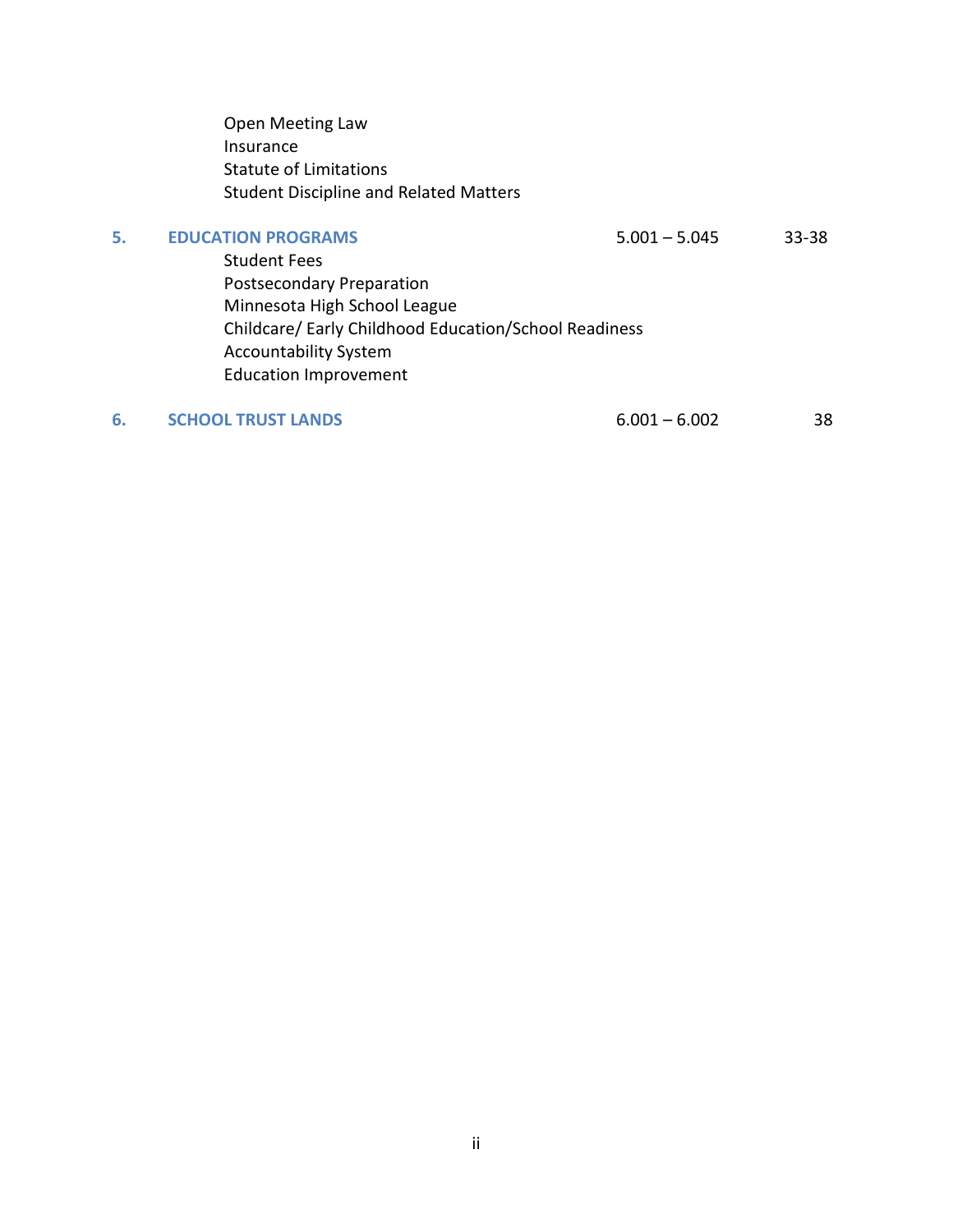Open Meeting Law
Insurance
Statute of Limitations
Student Discipline and Related Matters

| | | | |
|---|---|---|---|
| **5.** | **EDUCATION PROGRAMS** | 5.001 – 5.045 | 33-38 |
| | Student Fees | | |
| | Postsecondary Preparation | | |
| | Minnesota High School League | | |
| | Childcare/ Early Childhood Education/School Readiness | | |
| | Accountability System | | |
| | Education Improvement | | |
| **6.** | **SCHOOL TRUST LANDS** | 6.001 – 6.002 | 38 |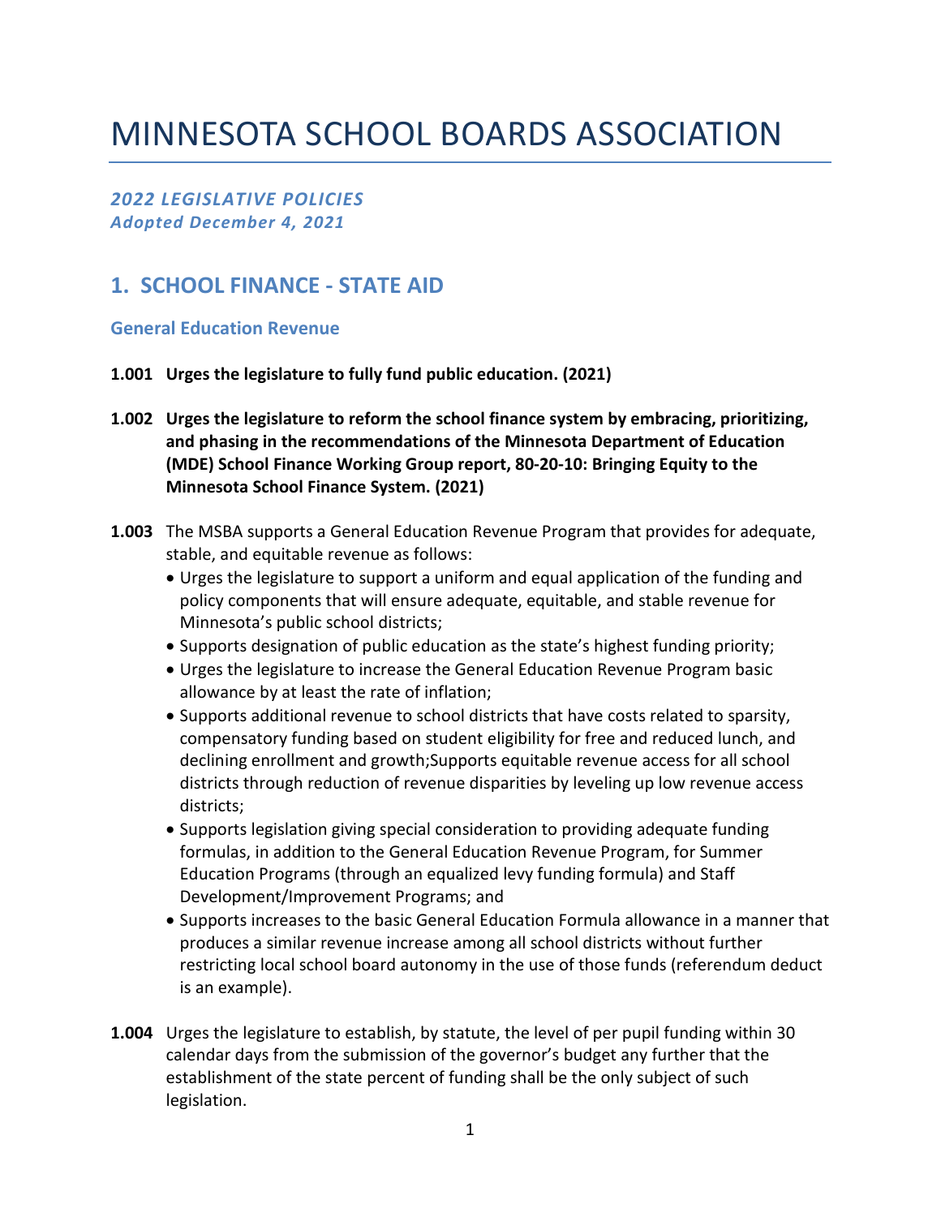# MINNESOTA SCHOOL BOARDS ASSOCIATION

***2022 LEGISLATIVE POLICIES***
***Adopted December 4, 2021***

## 1. SCHOOL FINANCE - STATE AID

### General Education Revenue

**1.001 Urges the legislature to fully fund public education. (2021)**

**1.002 Urges the legislature to reform the school finance system by embracing, prioritizing, and phasing in the recommendations of the Minnesota Department of Education (MDE) School Finance Working Group report, 80-20-10: Bringing Equity to the Minnesota School Finance System. (2021)**

**1.003** The MSBA supports a General Education Revenue Program that provides for adequate, stable, and equitable revenue as follows:

- Urges the legislature to support a uniform and equal application of the funding and policy components that will ensure adequate, equitable, and stable revenue for Minnesota's public school districts;
- Supports designation of public education as the state's highest funding priority;
- Urges the legislature to increase the General Education Revenue Program basic allowance by at least the rate of inflation;
- Supports additional revenue to school districts that have costs related to sparsity, compensatory funding based on student eligibility for free and reduced lunch, and declining enrollment and growth;Supports equitable revenue access for all school districts through reduction of revenue disparities by leveling up low revenue access districts;
- Supports legislation giving special consideration to providing adequate funding formulas, in addition to the General Education Revenue Program, for Summer Education Programs (through an equalized levy funding formula) and Staff Development/Improvement Programs; and
- Supports increases to the basic General Education Formula allowance in a manner that produces a similar revenue increase among all school districts without further restricting local school board autonomy in the use of those funds (referendum deduct is an example).

**1.004** Urges the legislature to establish, by statute, the level of per pupil funding within 30 calendar days from the submission of the governor's budget any further that the establishment of the state percent of funding shall be the only subject of such legislation.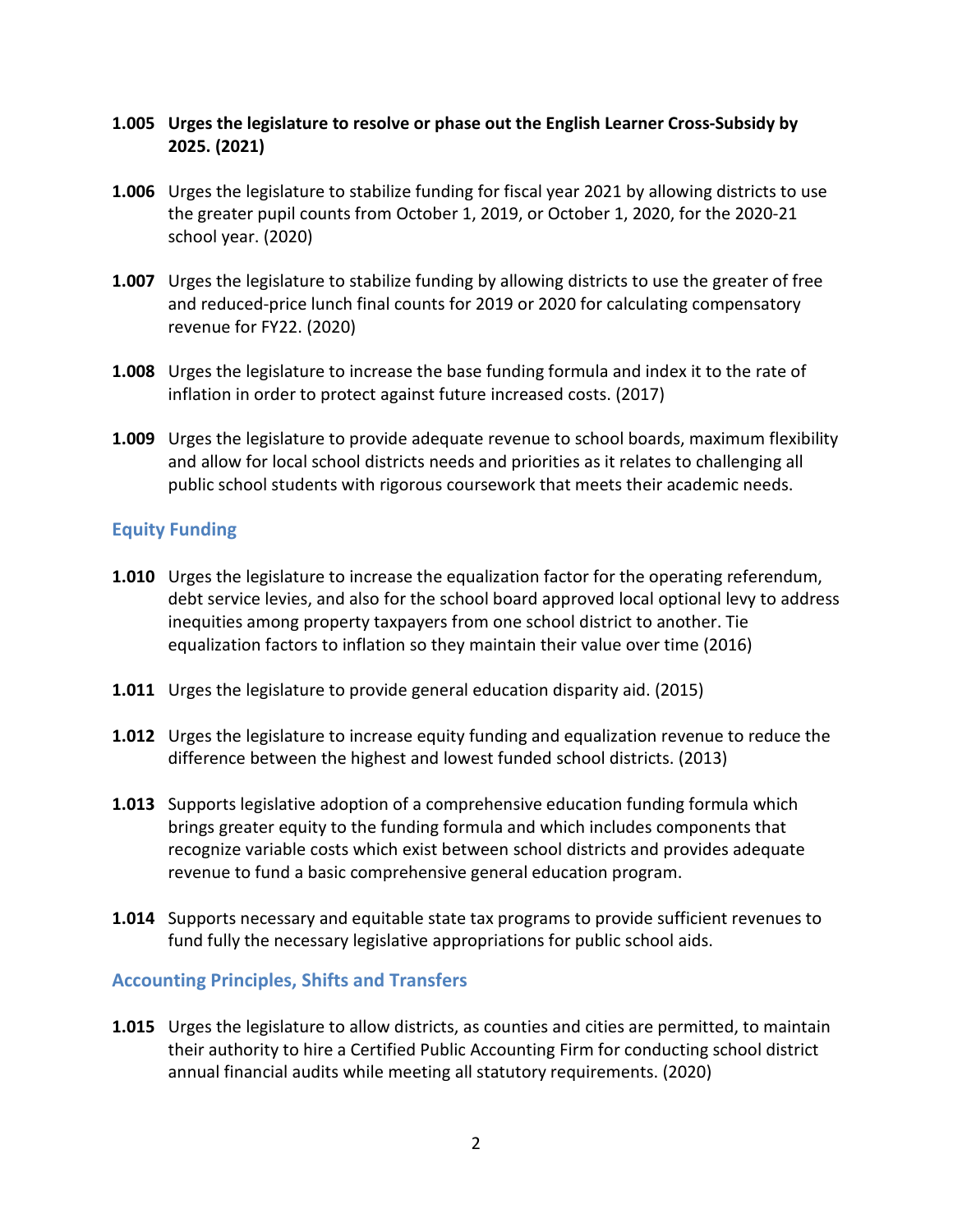**1.005 Urges the legislature to resolve or phase out the English Learner Cross-Subsidy by 2025. (2021)**

**1.006** Urges the legislature to stabilize funding for fiscal year 2021 by allowing districts to use the greater pupil counts from October 1, 2019, or October 1, 2020, for the 2020-21 school year. (2020)

**1.007** Urges the legislature to stabilize funding by allowing districts to use the greater of free and reduced-price lunch final counts for 2019 or 2020 for calculating compensatory revenue for FY22. (2020)

**1.008** Urges the legislature to increase the base funding formula and index it to the rate of inflation in order to protect against future increased costs. (2017)

**1.009** Urges the legislature to provide adequate revenue to school boards, maximum flexibility and allow for local school districts needs and priorities as it relates to challenging all public school students with rigorous coursework that meets their academic needs.

## Equity Funding

**1.010** Urges the legislature to increase the equalization factor for the operating referendum, debt service levies, and also for the school board approved local optional levy to address inequities among property taxpayers from one school district to another. Tie equalization factors to inflation so they maintain their value over time (2016)

**1.011** Urges the legislature to provide general education disparity aid. (2015)

**1.012** Urges the legislature to increase equity funding and equalization revenue to reduce the difference between the highest and lowest funded school districts. (2013)

**1.013** Supports legislative adoption of a comprehensive education funding formula which brings greater equity to the funding formula and which includes components that recognize variable costs which exist between school districts and provides adequate revenue to fund a basic comprehensive general education program.

**1.014** Supports necessary and equitable state tax programs to provide sufficient revenues to fund fully the necessary legislative appropriations for public school aids.

## Accounting Principles, Shifts and Transfers

**1.015** Urges the legislature to allow districts, as counties and cities are permitted, to maintain their authority to hire a Certified Public Accounting Firm for conducting school district annual financial audits while meeting all statutory requirements. (2020)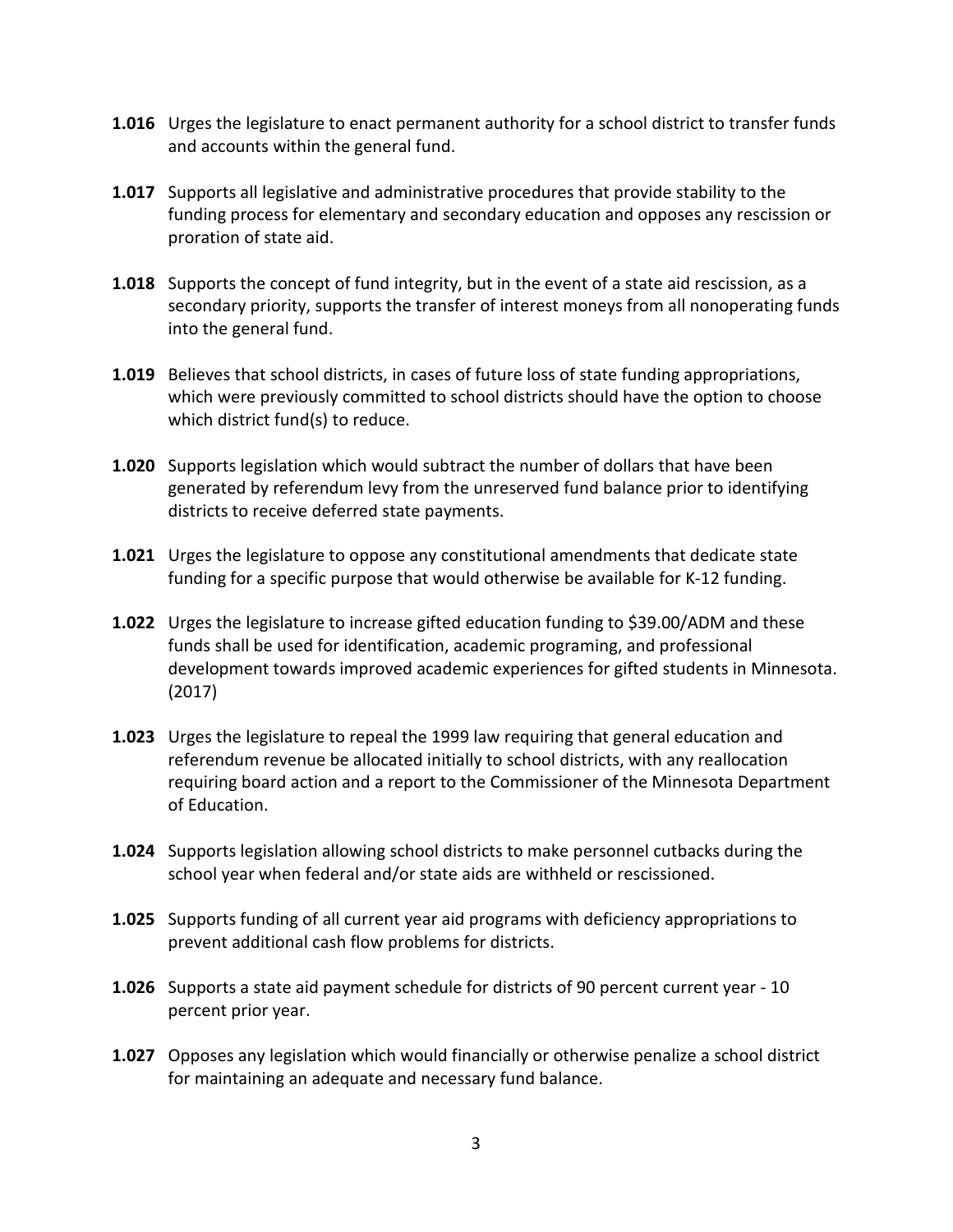**1.016** Urges the legislature to enact permanent authority for a school district to transfer funds and accounts within the general fund.

**1.017** Supports all legislative and administrative procedures that provide stability to the funding process for elementary and secondary education and opposes any rescission or proration of state aid.

**1.018** Supports the concept of fund integrity, but in the event of a state aid rescission, as a secondary priority, supports the transfer of interest moneys from all nonoperating funds into the general fund.

**1.019** Believes that school districts, in cases of future loss of state funding appropriations, which were previously committed to school districts should have the option to choose which district fund(s) to reduce.

**1.020** Supports legislation which would subtract the number of dollars that have been generated by referendum levy from the unreserved fund balance prior to identifying districts to receive deferred state payments.

**1.021** Urges the legislature to oppose any constitutional amendments that dedicate state funding for a specific purpose that would otherwise be available for K-12 funding.

**1.022** Urges the legislature to increase gifted education funding to $39.00/ADM and these funds shall be used for identification, academic programing, and professional development towards improved academic experiences for gifted students in Minnesota. (2017)

**1.023** Urges the legislature to repeal the 1999 law requiring that general education and referendum revenue be allocated initially to school districts, with any reallocation requiring board action and a report to the Commissioner of the Minnesota Department of Education.

**1.024** Supports legislation allowing school districts to make personnel cutbacks during the school year when federal and/or state aids are withheld or rescissioned.

**1.025** Supports funding of all current year aid programs with deficiency appropriations to prevent additional cash flow problems for districts.

**1.026** Supports a state aid payment schedule for districts of 90 percent current year - 10 percent prior year.

**1.027** Opposes any legislation which would financially or otherwise penalize a school district for maintaining an adequate and necessary fund balance.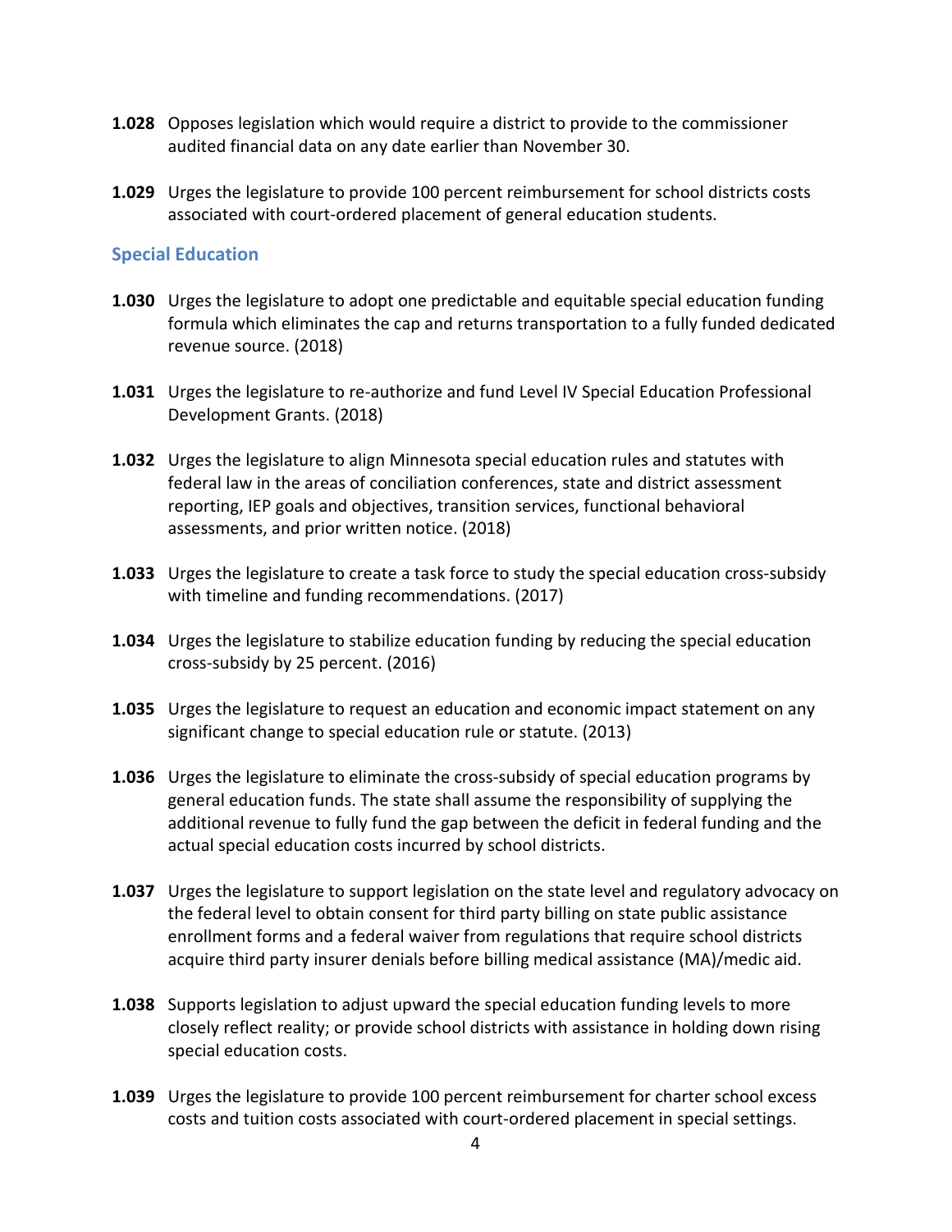**1.028** Opposes legislation which would require a district to provide to the commissioner audited financial data on any date earlier than November 30.

**1.029** Urges the legislature to provide 100 percent reimbursement for school districts costs associated with court-ordered placement of general education students.

## Special Education

**1.030** Urges the legislature to adopt one predictable and equitable special education funding formula which eliminates the cap and returns transportation to a fully funded dedicated revenue source. (2018)

**1.031** Urges the legislature to re-authorize and fund Level IV Special Education Professional Development Grants. (2018)

**1.032** Urges the legislature to align Minnesota special education rules and statutes with federal law in the areas of conciliation conferences, state and district assessment reporting, IEP goals and objectives, transition services, functional behavioral assessments, and prior written notice. (2018)

**1.033** Urges the legislature to create a task force to study the special education cross-subsidy with timeline and funding recommendations. (2017)

**1.034** Urges the legislature to stabilize education funding by reducing the special education cross-subsidy by 25 percent. (2016)

**1.035** Urges the legislature to request an education and economic impact statement on any significant change to special education rule or statute. (2013)

**1.036** Urges the legislature to eliminate the cross-subsidy of special education programs by general education funds. The state shall assume the responsibility of supplying the additional revenue to fully fund the gap between the deficit in federal funding and the actual special education costs incurred by school districts.

**1.037** Urges the legislature to support legislation on the state level and regulatory advocacy on the federal level to obtain consent for third party billing on state public assistance enrollment forms and a federal waiver from regulations that require school districts acquire third party insurer denials before billing medical assistance (MA)/medic aid.

**1.038** Supports legislation to adjust upward the special education funding levels to more closely reflect reality; or provide school districts with assistance in holding down rising special education costs.

**1.039** Urges the legislature to provide 100 percent reimbursement for charter school excess costs and tuition costs associated with court-ordered placement in special settings.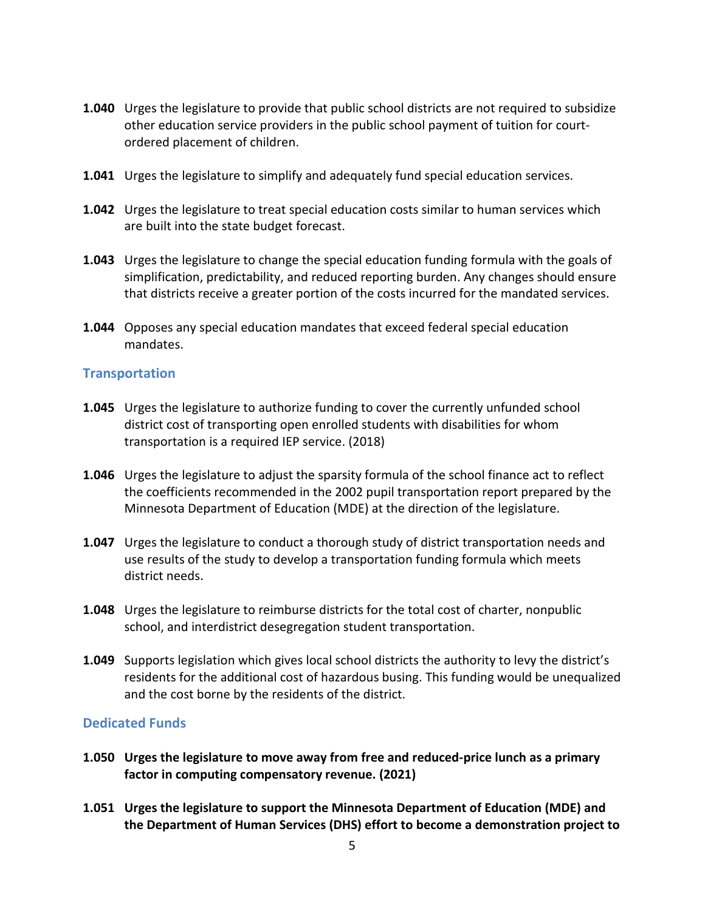**1.040** Urges the legislature to provide that public school districts are not required to subsidize other education service providers in the public school payment of tuition for court-ordered placement of children.

**1.041** Urges the legislature to simplify and adequately fund special education services.

**1.042** Urges the legislature to treat special education costs similar to human services which are built into the state budget forecast.

**1.043** Urges the legislature to change the special education funding formula with the goals of simplification, predictability, and reduced reporting burden. Any changes should ensure that districts receive a greater portion of the costs incurred for the mandated services.

**1.044** Opposes any special education mandates that exceed federal special education mandates.

### Transportation

**1.045** Urges the legislature to authorize funding to cover the currently unfunded school district cost of transporting open enrolled students with disabilities for whom transportation is a required IEP service. (2018)

**1.046** Urges the legislature to adjust the sparsity formula of the school finance act to reflect the coefficients recommended in the 2002 pupil transportation report prepared by the Minnesota Department of Education (MDE) at the direction of the legislature.

**1.047** Urges the legislature to conduct a thorough study of district transportation needs and use results of the study to develop a transportation funding formula which meets district needs.

**1.048** Urges the legislature to reimburse districts for the total cost of charter, nonpublic school, and interdistrict desegregation student transportation.

**1.049** Supports legislation which gives local school districts the authority to levy the district's residents for the additional cost of hazardous busing. This funding would be unequalized and the cost borne by the residents of the district.

### Dedicated Funds

**1.050 Urges the legislature to move away from free and reduced-price lunch as a primary factor in computing compensatory revenue. (2021)**

**1.051 Urges the legislature to support the Minnesota Department of Education (MDE) and the Department of Human Services (DHS) effort to become a demonstration project to**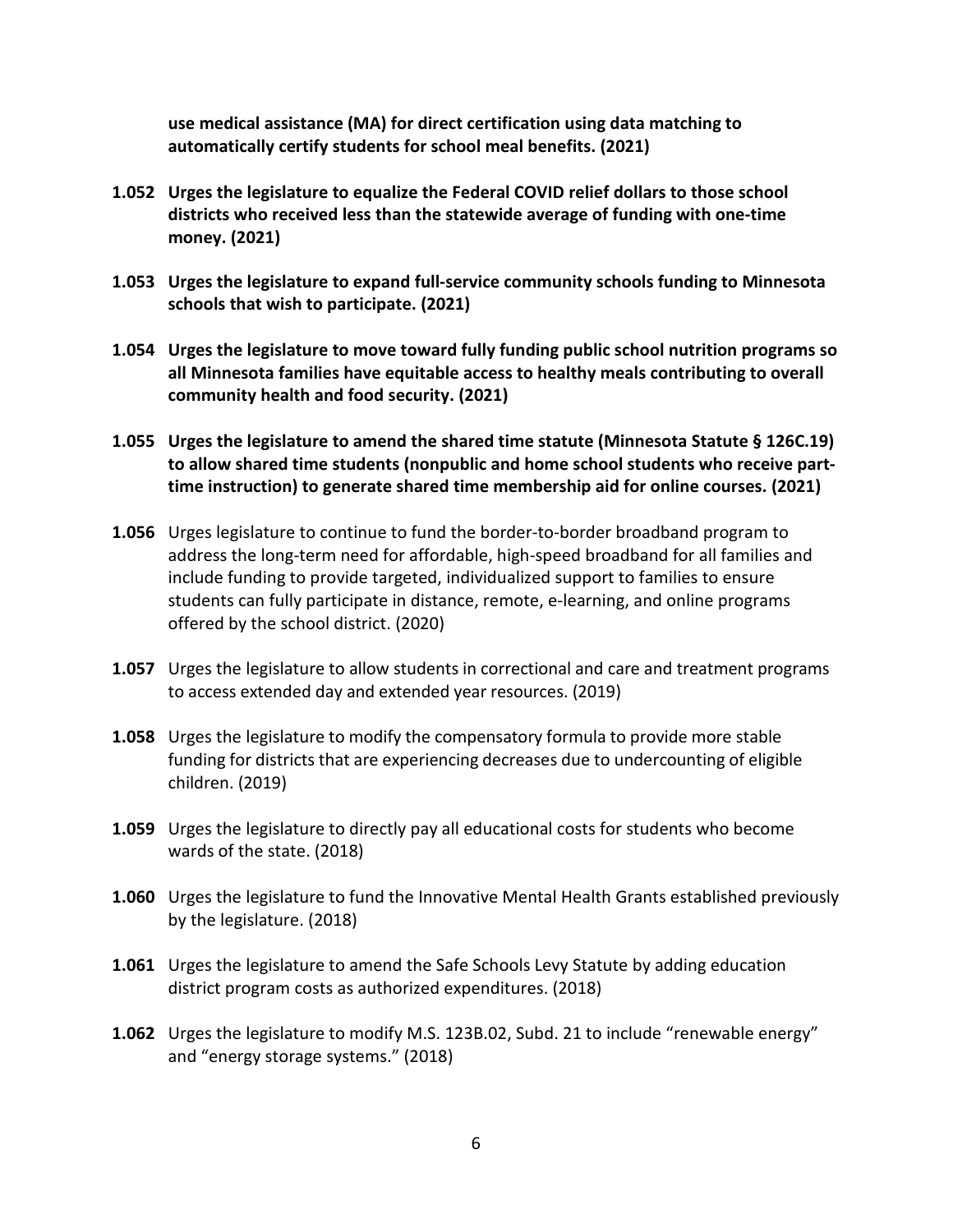**use medical assistance (MA) for direct certification using data matching to automatically certify students for school meal benefits. (2021)**

**1.052 Urges the legislature to equalize the Federal COVID relief dollars to those school districts who received less than the statewide average of funding with one-time money. (2021)**

**1.053 Urges the legislature to expand full-service community schools funding to Minnesota schools that wish to participate. (2021)**

**1.054 Urges the legislature to move toward fully funding public school nutrition programs so all Minnesota families have equitable access to healthy meals contributing to overall community health and food security. (2021)**

**1.055 Urges the legislature to amend the shared time statute (Minnesota Statute § 126C.19) to allow shared time students (nonpublic and home school students who receive part-time instruction) to generate shared time membership aid for online courses. (2021)**

**1.056** Urges legislature to continue to fund the border-to-border broadband program to address the long-term need for affordable, high-speed broadband for all families and include funding to provide targeted, individualized support to families to ensure students can fully participate in distance, remote, e-learning, and online programs offered by the school district. (2020)

**1.057** Urges the legislature to allow students in correctional and care and treatment programs to access extended day and extended year resources. (2019)

**1.058** Urges the legislature to modify the compensatory formula to provide more stable funding for districts that are experiencing decreases due to undercounting of eligible children. (2019)

**1.059** Urges the legislature to directly pay all educational costs for students who become wards of the state. (2018)

**1.060** Urges the legislature to fund the Innovative Mental Health Grants established previously by the legislature. (2018)

**1.061** Urges the legislature to amend the Safe Schools Levy Statute by adding education district program costs as authorized expenditures. (2018)

**1.062** Urges the legislature to modify M.S. 123B.02, Subd. 21 to include "renewable energy" and "energy storage systems." (2018)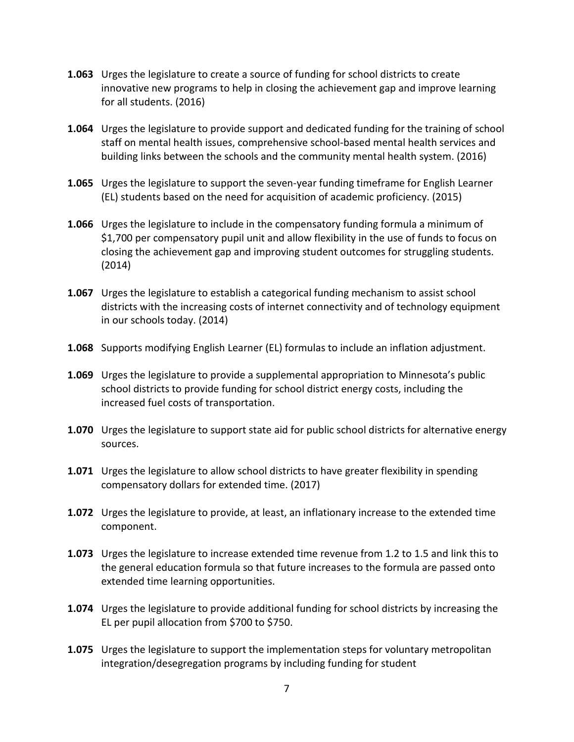**1.063** Urges the legislature to create a source of funding for school districts to create innovative new programs to help in closing the achievement gap and improve learning for all students. (2016)

**1.064** Urges the legislature to provide support and dedicated funding for the training of school staff on mental health issues, comprehensive school-based mental health services and building links between the schools and the community mental health system. (2016)

**1.065** Urges the legislature to support the seven-year funding timeframe for English Learner (EL) students based on the need for acquisition of academic proficiency. (2015)

**1.066** Urges the legislature to include in the compensatory funding formula a minimum of $1,700 per compensatory pupil unit and allow flexibility in the use of funds to focus on closing the achievement gap and improving student outcomes for struggling students. (2014)

**1.067** Urges the legislature to establish a categorical funding mechanism to assist school districts with the increasing costs of internet connectivity and of technology equipment in our schools today. (2014)

**1.068** Supports modifying English Learner (EL) formulas to include an inflation adjustment.

**1.069** Urges the legislature to provide a supplemental appropriation to Minnesota's public school districts to provide funding for school district energy costs, including the increased fuel costs of transportation.

**1.070** Urges the legislature to support state aid for public school districts for alternative energy sources.

**1.071** Urges the legislature to allow school districts to have greater flexibility in spending compensatory dollars for extended time. (2017)

**1.072** Urges the legislature to provide, at least, an inflationary increase to the extended time component.

**1.073** Urges the legislature to increase extended time revenue from 1.2 to 1.5 and link this to the general education formula so that future increases to the formula are passed onto extended time learning opportunities.

**1.074** Urges the legislature to provide additional funding for school districts by increasing the EL per pupil allocation from $700 to $750.

**1.075** Urges the legislature to support the implementation steps for voluntary metropolitan integration/desegregation programs by including funding for student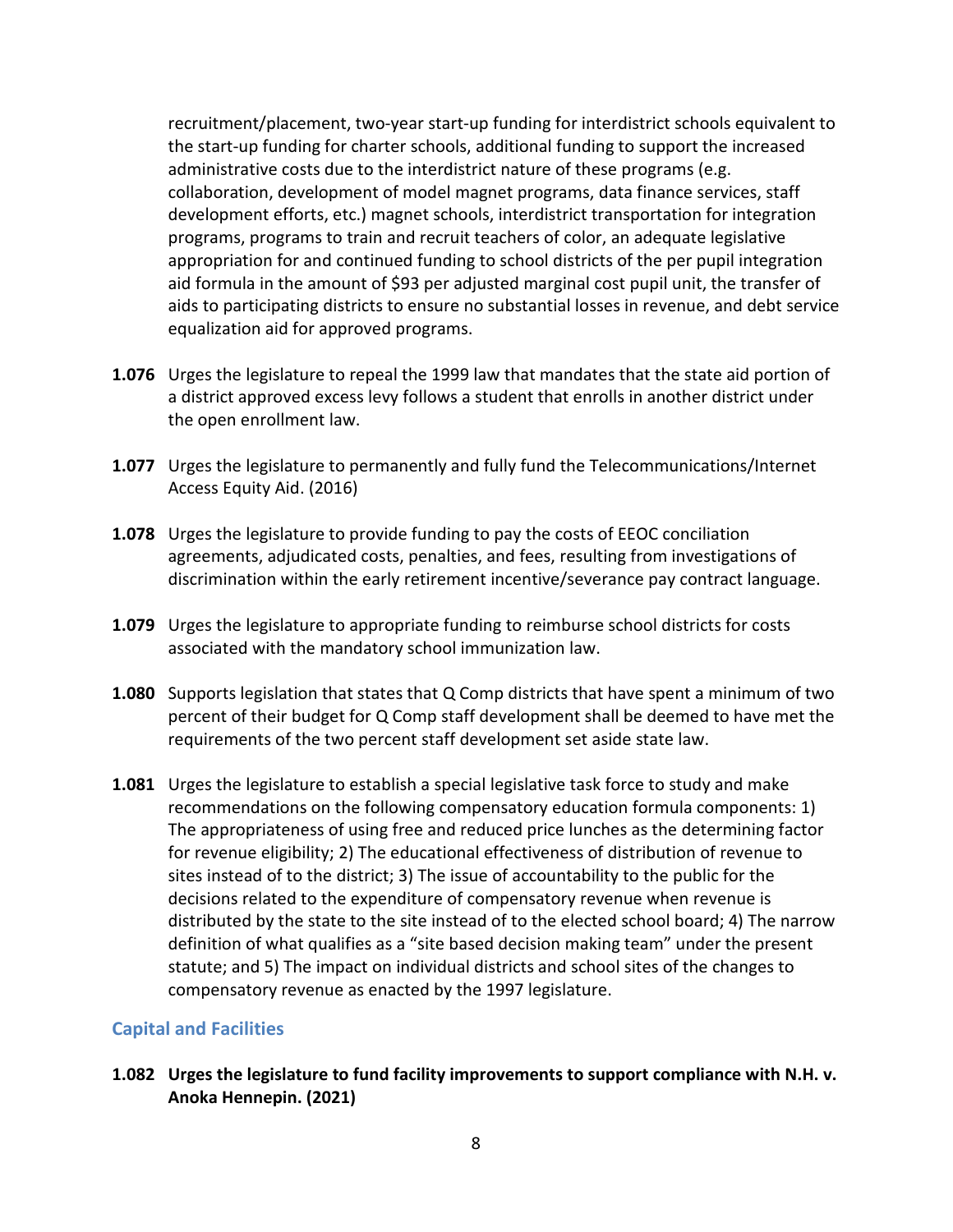recruitment/placement, two-year start-up funding for interdistrict schools equivalent to the start-up funding for charter schools, additional funding to support the increased administrative costs due to the interdistrict nature of these programs (e.g. collaboration, development of model magnet programs, data finance services, staff development efforts, etc.) magnet schools, interdistrict transportation for integration programs, programs to train and recruit teachers of color, an adequate legislative appropriation for and continued funding to school districts of the per pupil integration aid formula in the amount of $93 per adjusted marginal cost pupil unit, the transfer of aids to participating districts to ensure no substantial losses in revenue, and debt service equalization aid for approved programs.

**1.076** Urges the legislature to repeal the 1999 law that mandates that the state aid portion of a district approved excess levy follows a student that enrolls in another district under the open enrollment law.

**1.077** Urges the legislature to permanently and fully fund the Telecommunications/Internet Access Equity Aid. (2016)

**1.078** Urges the legislature to provide funding to pay the costs of EEOC conciliation agreements, adjudicated costs, penalties, and fees, resulting from investigations of discrimination within the early retirement incentive/severance pay contract language.

**1.079** Urges the legislature to appropriate funding to reimburse school districts for costs associated with the mandatory school immunization law.

**1.080** Supports legislation that states that Q Comp districts that have spent a minimum of two percent of their budget for Q Comp staff development shall be deemed to have met the requirements of the two percent staff development set aside state law.

**1.081** Urges the legislature to establish a special legislative task force to study and make recommendations on the following compensatory education formula components: 1) The appropriateness of using free and reduced price lunches as the determining factor for revenue eligibility; 2) The educational effectiveness of distribution of revenue to sites instead of to the district; 3) The issue of accountability to the public for the decisions related to the expenditure of compensatory revenue when revenue is distributed by the state to the site instead of to the elected school board; 4) The narrow definition of what qualifies as a "site based decision making team" under the present statute; and 5) The impact on individual districts and school sites of the changes to compensatory revenue as enacted by the 1997 legislature.

## Capital and Facilities

**1.082 Urges the legislature to fund facility improvements to support compliance with N.H. v. Anoka Hennepin. (2021)**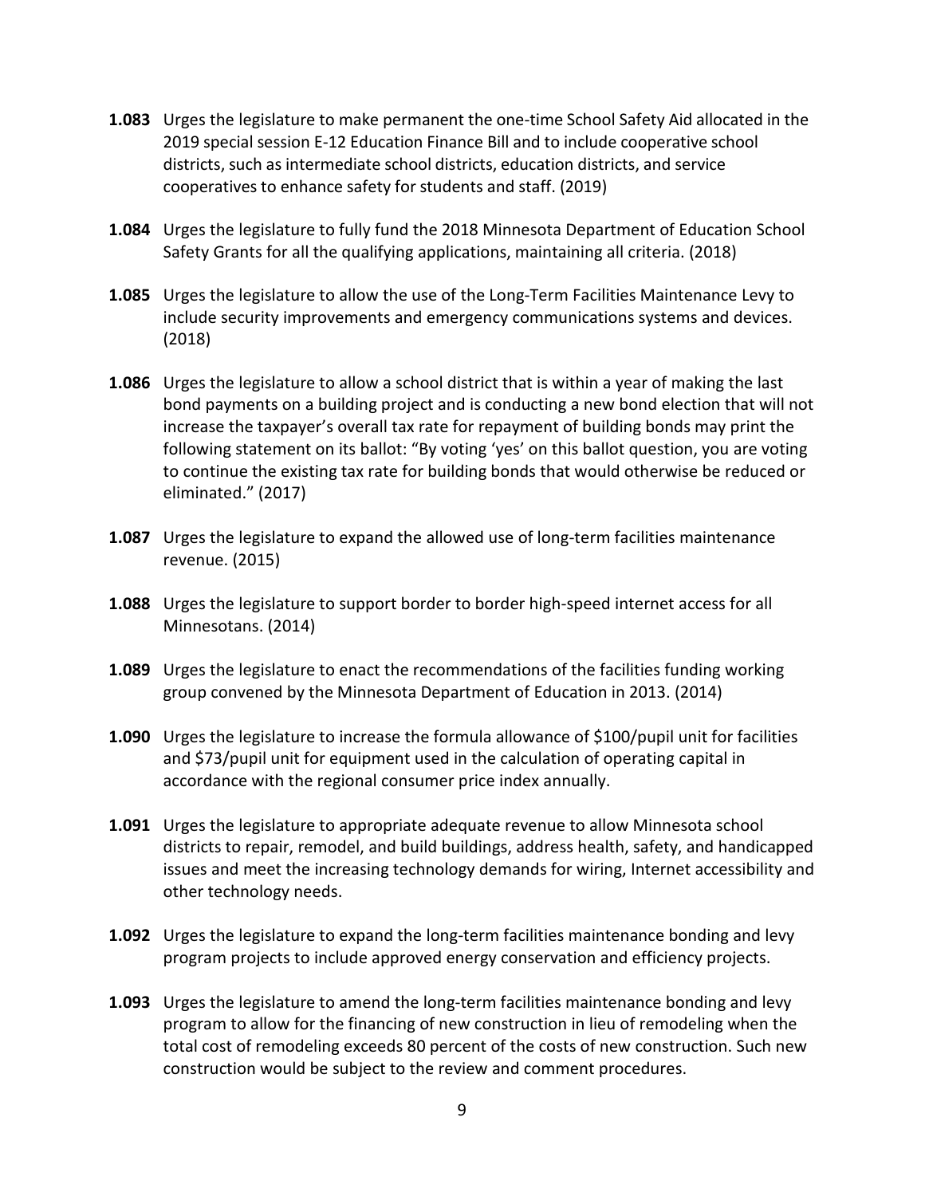**1.083** Urges the legislature to make permanent the one-time School Safety Aid allocated in the 2019 special session E-12 Education Finance Bill and to include cooperative school districts, such as intermediate school districts, education districts, and service cooperatives to enhance safety for students and staff. (2019)

**1.084** Urges the legislature to fully fund the 2018 Minnesota Department of Education School Safety Grants for all the qualifying applications, maintaining all criteria. (2018)

**1.085** Urges the legislature to allow the use of the Long-Term Facilities Maintenance Levy to include security improvements and emergency communications systems and devices. (2018)

**1.086** Urges the legislature to allow a school district that is within a year of making the last bond payments on a building project and is conducting a new bond election that will not increase the taxpayer's overall tax rate for repayment of building bonds may print the following statement on its ballot: "By voting 'yes' on this ballot question, you are voting to continue the existing tax rate for building bonds that would otherwise be reduced or eliminated." (2017)

**1.087** Urges the legislature to expand the allowed use of long-term facilities maintenance revenue. (2015)

**1.088** Urges the legislature to support border to border high-speed internet access for all Minnesotans. (2014)

**1.089** Urges the legislature to enact the recommendations of the facilities funding working group convened by the Minnesota Department of Education in 2013. (2014)

**1.090** Urges the legislature to increase the formula allowance of $100/pupil unit for facilities and $73/pupil unit for equipment used in the calculation of operating capital in accordance with the regional consumer price index annually.

**1.091** Urges the legislature to appropriate adequate revenue to allow Minnesota school districts to repair, remodel, and build buildings, address health, safety, and handicapped issues and meet the increasing technology demands for wiring, Internet accessibility and other technology needs.

**1.092** Urges the legislature to expand the long-term facilities maintenance bonding and levy program projects to include approved energy conservation and efficiency projects.

**1.093** Urges the legislature to amend the long-term facilities maintenance bonding and levy program to allow for the financing of new construction in lieu of remodeling when the total cost of remodeling exceeds 80 percent of the costs of new construction. Such new construction would be subject to the review and comment procedures.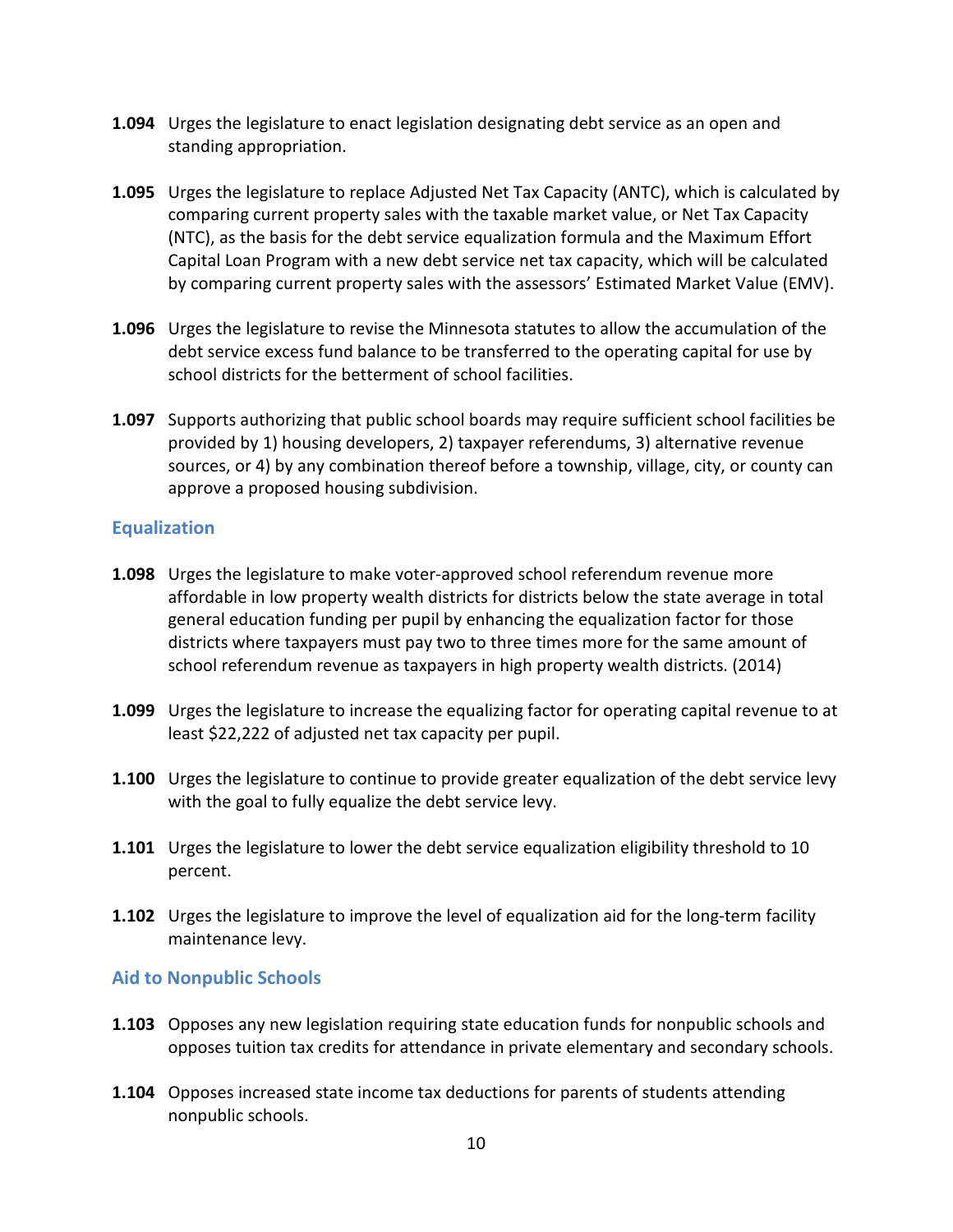**1.094** Urges the legislature to enact legislation designating debt service as an open and standing appropriation.

**1.095** Urges the legislature to replace Adjusted Net Tax Capacity (ANTC), which is calculated by comparing current property sales with the taxable market value, or Net Tax Capacity (NTC), as the basis for the debt service equalization formula and the Maximum Effort Capital Loan Program with a new debt service net tax capacity, which will be calculated by comparing current property sales with the assessors' Estimated Market Value (EMV).

**1.096** Urges the legislature to revise the Minnesota statutes to allow the accumulation of the debt service excess fund balance to be transferred to the operating capital for use by school districts for the betterment of school facilities.

**1.097** Supports authorizing that public school boards may require sufficient school facilities be provided by 1) housing developers, 2) taxpayer referendums, 3) alternative revenue sources, or 4) by any combination thereof before a township, village, city, or county can approve a proposed housing subdivision.

## Equalization

**1.098** Urges the legislature to make voter-approved school referendum revenue more affordable in low property wealth districts for districts below the state average in total general education funding per pupil by enhancing the equalization factor for those districts where taxpayers must pay two to three times more for the same amount of school referendum revenue as taxpayers in high property wealth districts. (2014)

**1.099** Urges the legislature to increase the equalizing factor for operating capital revenue to at least $22,222 of adjusted net tax capacity per pupil.

**1.100** Urges the legislature to continue to provide greater equalization of the debt service levy with the goal to fully equalize the debt service levy.

**1.101** Urges the legislature to lower the debt service equalization eligibility threshold to 10 percent.

**1.102** Urges the legislature to improve the level of equalization aid for the long-term facility maintenance levy.

## Aid to Nonpublic Schools

**1.103** Opposes any new legislation requiring state education funds for nonpublic schools and opposes tuition tax credits for attendance in private elementary and secondary schools.

**1.104** Opposes increased state income tax deductions for parents of students attending nonpublic schools.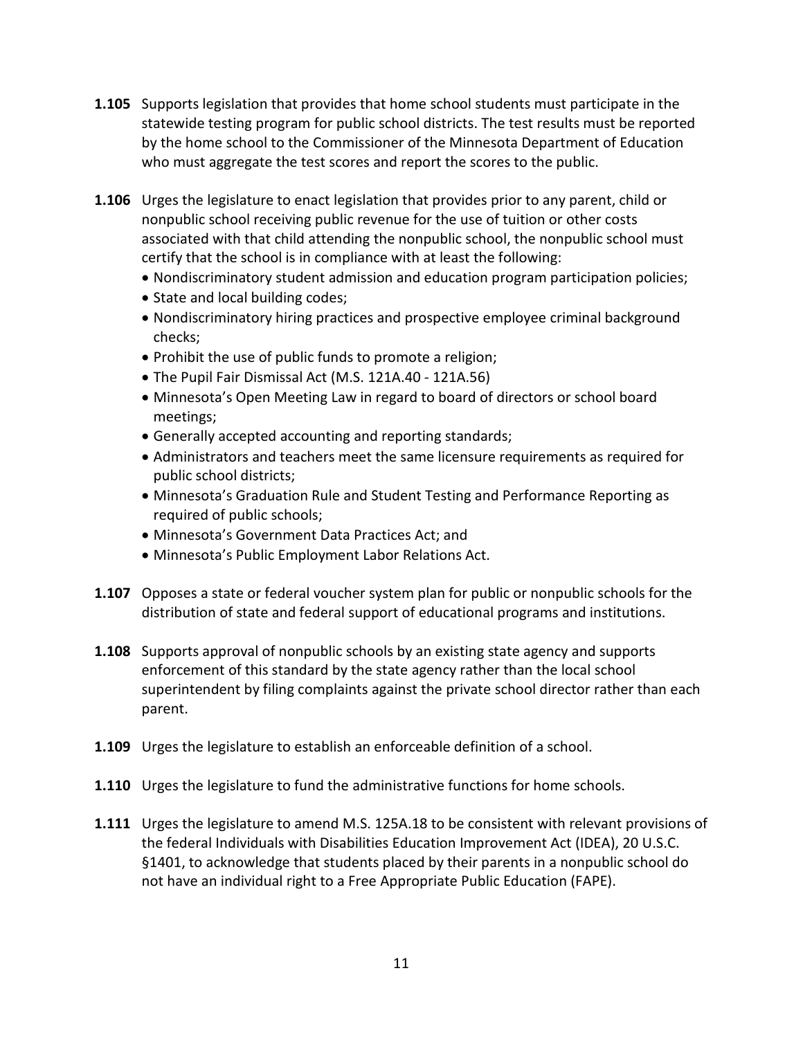**1.105** Supports legislation that provides that home school students must participate in the statewide testing program for public school districts. The test results must be reported by the home school to the Commissioner of the Minnesota Department of Education who must aggregate the test scores and report the scores to the public.

**1.106** Urges the legislature to enact legislation that provides prior to any parent, child or nonpublic school receiving public revenue for the use of tuition or other costs associated with that child attending the nonpublic school, the nonpublic school must certify that the school is in compliance with at least the following:

- Nondiscriminatory student admission and education program participation policies;
- State and local building codes;
- Nondiscriminatory hiring practices and prospective employee criminal background checks;
- Prohibit the use of public funds to promote a religion;
- The Pupil Fair Dismissal Act (M.S. 121A.40 - 121A.56)
- Minnesota's Open Meeting Law in regard to board of directors or school board meetings;
- Generally accepted accounting and reporting standards;
- Administrators and teachers meet the same licensure requirements as required for public school districts;
- Minnesota's Graduation Rule and Student Testing and Performance Reporting as required of public schools;
- Minnesota's Government Data Practices Act; and
- Minnesota's Public Employment Labor Relations Act.

**1.107** Opposes a state or federal voucher system plan for public or nonpublic schools for the distribution of state and federal support of educational programs and institutions.

**1.108** Supports approval of nonpublic schools by an existing state agency and supports enforcement of this standard by the state agency rather than the local school superintendent by filing complaints against the private school director rather than each parent.

**1.109** Urges the legislature to establish an enforceable definition of a school.

**1.110** Urges the legislature to fund the administrative functions for home schools.

**1.111** Urges the legislature to amend M.S. 125A.18 to be consistent with relevant provisions of the federal Individuals with Disabilities Education Improvement Act (IDEA), 20 U.S.C. §1401, to acknowledge that students placed by their parents in a nonpublic school do not have an individual right to a Free Appropriate Public Education (FAPE).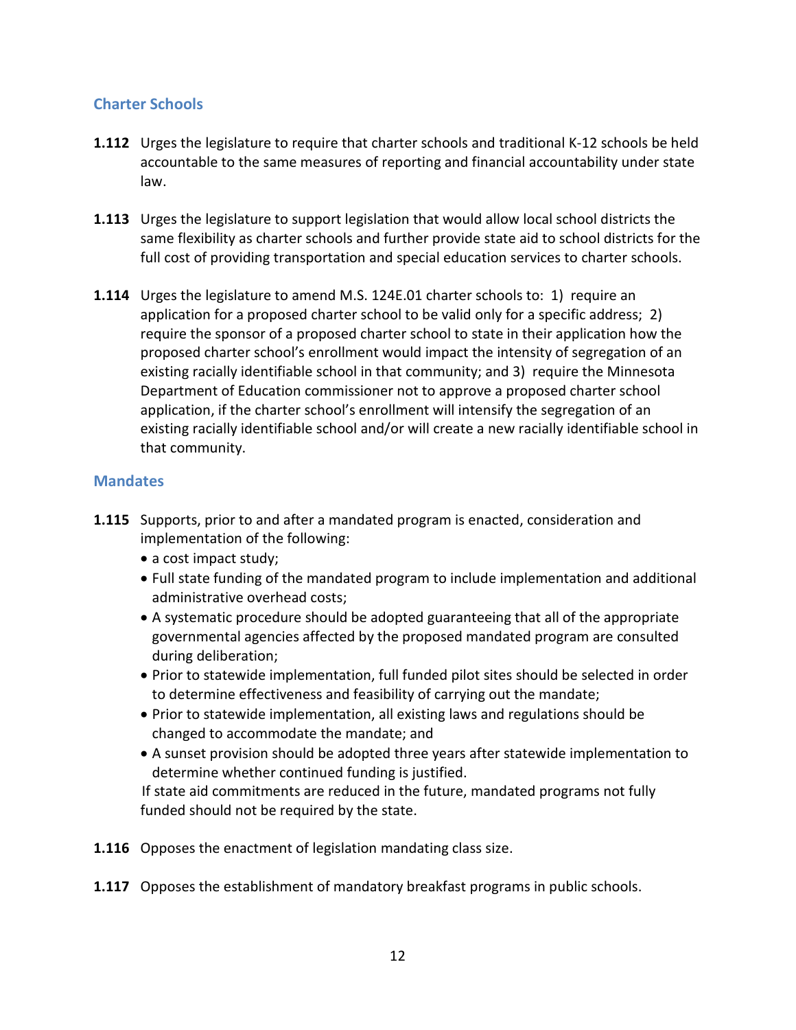## Charter Schools

**1.112** Urges the legislature to require that charter schools and traditional K-12 schools be held accountable to the same measures of reporting and financial accountability under state law.

**1.113** Urges the legislature to support legislation that would allow local school districts the same flexibility as charter schools and further provide state aid to school districts for the full cost of providing transportation and special education services to charter schools.

**1.114** Urges the legislature to amend M.S. 124E.01 charter schools to: 1) require an application for a proposed charter school to be valid only for a specific address; 2) require the sponsor of a proposed charter school to state in their application how the proposed charter school's enrollment would impact the intensity of segregation of an existing racially identifiable school in that community; and 3) require the Minnesota Department of Education commissioner not to approve a proposed charter school application, if the charter school's enrollment will intensify the segregation of an existing racially identifiable school and/or will create a new racially identifiable school in that community.

## Mandates

**1.115** Supports, prior to and after a mandated program is enacted, consideration and implementation of the following:

- a cost impact study;
- Full state funding of the mandated program to include implementation and additional administrative overhead costs;
- A systematic procedure should be adopted guaranteeing that all of the appropriate governmental agencies affected by the proposed mandated program are consulted during deliberation;
- Prior to statewide implementation, full funded pilot sites should be selected in order to determine effectiveness and feasibility of carrying out the mandate;
- Prior to statewide implementation, all existing laws and regulations should be changed to accommodate the mandate; and
- A sunset provision should be adopted three years after statewide implementation to determine whether continued funding is justified.

If state aid commitments are reduced in the future, mandated programs not fully funded should not be required by the state.

**1.116** Opposes the enactment of legislation mandating class size.

**1.117** Opposes the establishment of mandatory breakfast programs in public schools.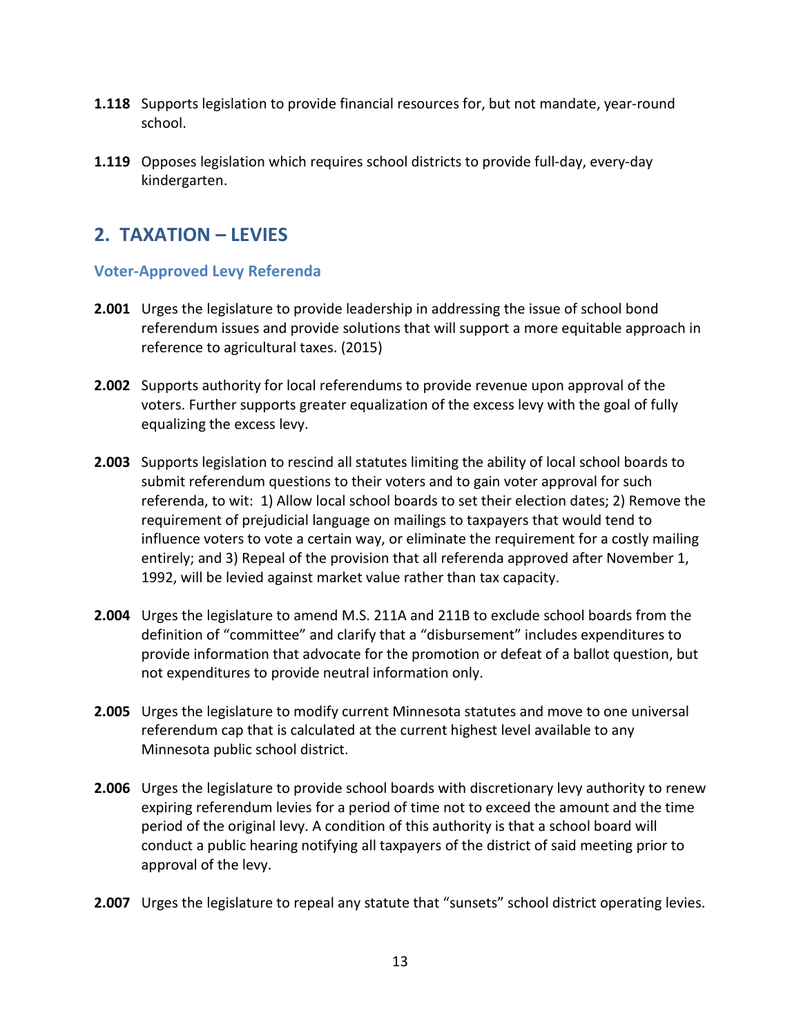**1.118** Supports legislation to provide financial resources for, but not mandate, year-round school.

**1.119** Opposes legislation which requires school districts to provide full-day, every-day kindergarten.

## 2. TAXATION – LEVIES

### Voter-Approved Levy Referenda

**2.001** Urges the legislature to provide leadership in addressing the issue of school bond referendum issues and provide solutions that will support a more equitable approach in reference to agricultural taxes. (2015)

**2.002** Supports authority for local referendums to provide revenue upon approval of the voters. Further supports greater equalization of the excess levy with the goal of fully equalizing the excess levy.

**2.003** Supports legislation to rescind all statutes limiting the ability of local school boards to submit referendum questions to their voters and to gain voter approval for such referenda, to wit: 1) Allow local school boards to set their election dates; 2) Remove the requirement of prejudicial language on mailings to taxpayers that would tend to influence voters to vote a certain way, or eliminate the requirement for a costly mailing entirely; and 3) Repeal of the provision that all referenda approved after November 1, 1992, will be levied against market value rather than tax capacity.

**2.004** Urges the legislature to amend M.S. 211A and 211B to exclude school boards from the definition of "committee" and clarify that a "disbursement" includes expenditures to provide information that advocate for the promotion or defeat of a ballot question, but not expenditures to provide neutral information only.

**2.005** Urges the legislature to modify current Minnesota statutes and move to one universal referendum cap that is calculated at the current highest level available to any Minnesota public school district.

**2.006** Urges the legislature to provide school boards with discretionary levy authority to renew expiring referendum levies for a period of time not to exceed the amount and the time period of the original levy. A condition of this authority is that a school board will conduct a public hearing notifying all taxpayers of the district of said meeting prior to approval of the levy.

**2.007** Urges the legislature to repeal any statute that "sunsets" school district operating levies.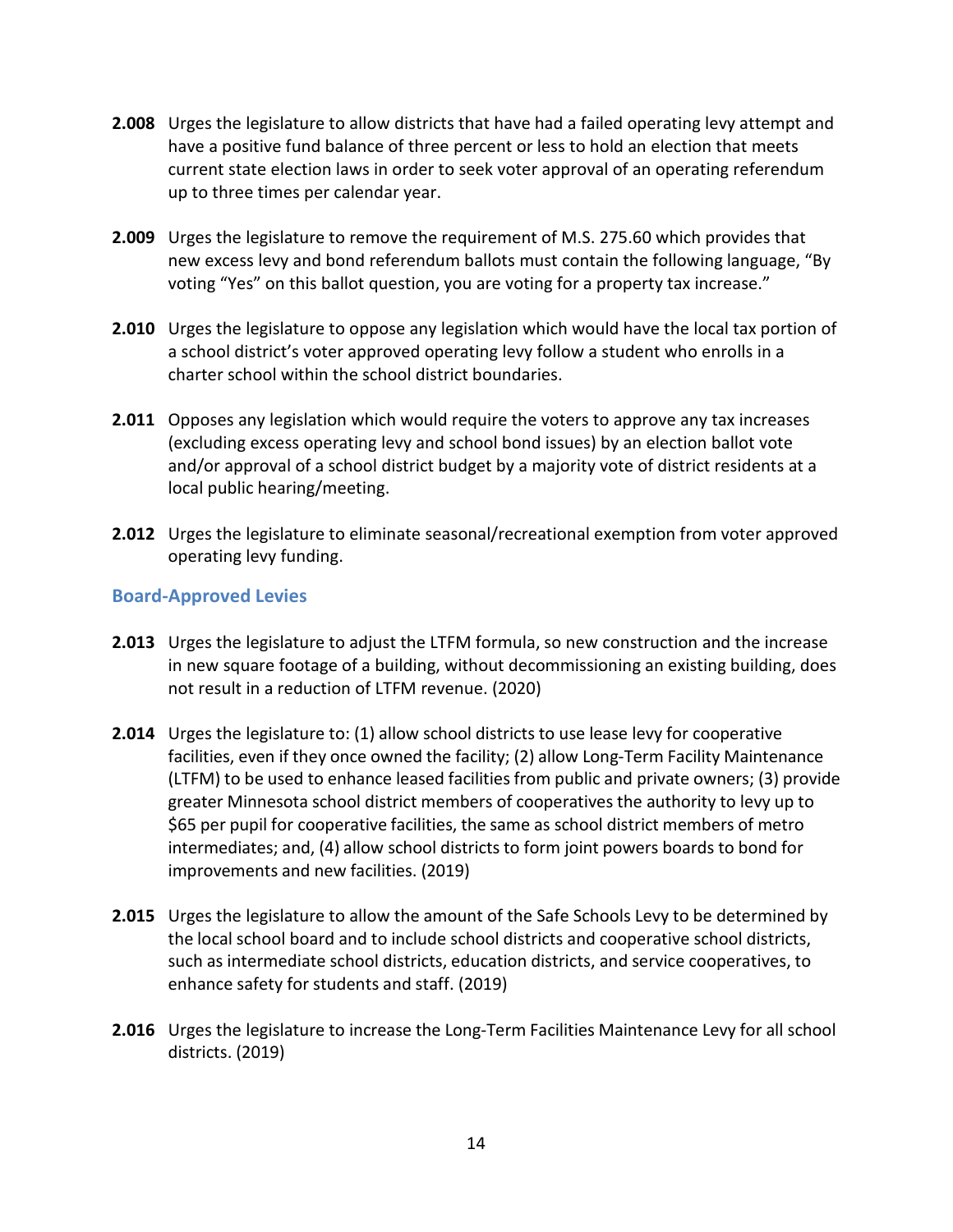**2.008** Urges the legislature to allow districts that have had a failed operating levy attempt and have a positive fund balance of three percent or less to hold an election that meets current state election laws in order to seek voter approval of an operating referendum up to three times per calendar year.

**2.009** Urges the legislature to remove the requirement of M.S. 275.60 which provides that new excess levy and bond referendum ballots must contain the following language, "By voting "Yes" on this ballot question, you are voting for a property tax increase."

**2.010** Urges the legislature to oppose any legislation which would have the local tax portion of a school district's voter approved operating levy follow a student who enrolls in a charter school within the school district boundaries.

**2.011** Opposes any legislation which would require the voters to approve any tax increases (excluding excess operating levy and school bond issues) by an election ballot vote and/or approval of a school district budget by a majority vote of district residents at a local public hearing/meeting.

**2.012** Urges the legislature to eliminate seasonal/recreational exemption from voter approved operating levy funding.

### Board-Approved Levies

**2.013** Urges the legislature to adjust the LTFM formula, so new construction and the increase in new square footage of a building, without decommissioning an existing building, does not result in a reduction of LTFM revenue. (2020)

**2.014** Urges the legislature to: (1) allow school districts to use lease levy for cooperative facilities, even if they once owned the facility; (2) allow Long-Term Facility Maintenance (LTFM) to be used to enhance leased facilities from public and private owners; (3) provide greater Minnesota school district members of cooperatives the authority to levy up to $65 per pupil for cooperative facilities, the same as school district members of metro intermediates; and, (4) allow school districts to form joint powers boards to bond for improvements and new facilities. (2019)

**2.015** Urges the legislature to allow the amount of the Safe Schools Levy to be determined by the local school board and to include school districts and cooperative school districts, such as intermediate school districts, education districts, and service cooperatives, to enhance safety for students and staff. (2019)

**2.016** Urges the legislature to increase the Long-Term Facilities Maintenance Levy for all school districts. (2019)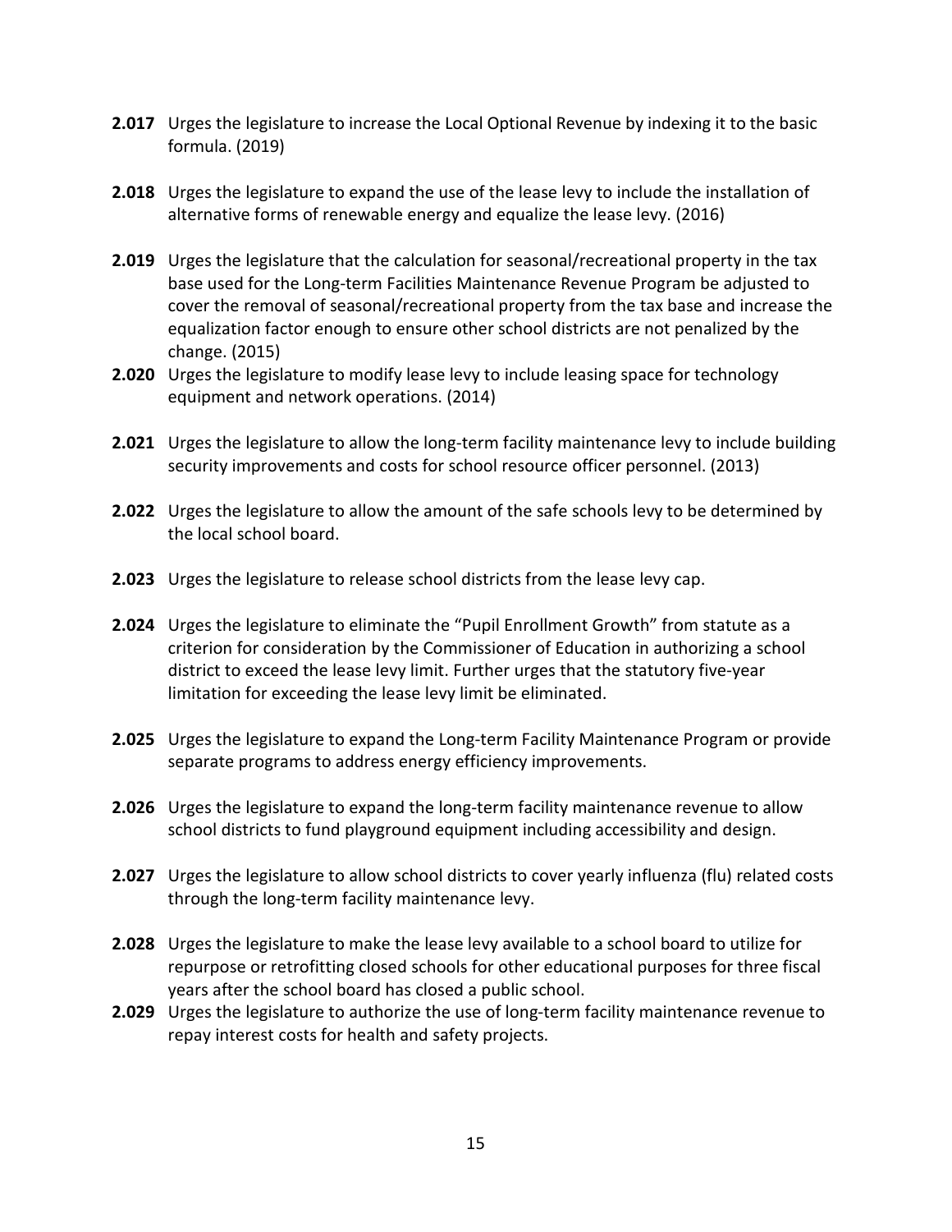**2.017** Urges the legislature to increase the Local Optional Revenue by indexing it to the basic formula. (2019)

**2.018** Urges the legislature to expand the use of the lease levy to include the installation of alternative forms of renewable energy and equalize the lease levy. (2016)

**2.019** Urges the legislature that the calculation for seasonal/recreational property in the tax base used for the Long-term Facilities Maintenance Revenue Program be adjusted to cover the removal of seasonal/recreational property from the tax base and increase the equalization factor enough to ensure other school districts are not penalized by the change. (2015)

**2.020** Urges the legislature to modify lease levy to include leasing space for technology equipment and network operations. (2014)

**2.021** Urges the legislature to allow the long-term facility maintenance levy to include building security improvements and costs for school resource officer personnel. (2013)

**2.022** Urges the legislature to allow the amount of the safe schools levy to be determined by the local school board.

**2.023** Urges the legislature to release school districts from the lease levy cap.

**2.024** Urges the legislature to eliminate the "Pupil Enrollment Growth" from statute as a criterion for consideration by the Commissioner of Education in authorizing a school district to exceed the lease levy limit. Further urges that the statutory five-year limitation for exceeding the lease levy limit be eliminated.

**2.025** Urges the legislature to expand the Long-term Facility Maintenance Program or provide separate programs to address energy efficiency improvements.

**2.026** Urges the legislature to expand the long-term facility maintenance revenue to allow school districts to fund playground equipment including accessibility and design.

**2.027** Urges the legislature to allow school districts to cover yearly influenza (flu) related costs through the long-term facility maintenance levy.

**2.028** Urges the legislature to make the lease levy available to a school board to utilize for repurpose or retrofitting closed schools for other educational purposes for three fiscal years after the school board has closed a public school.

**2.029** Urges the legislature to authorize the use of long-term facility maintenance revenue to repay interest costs for health and safety projects.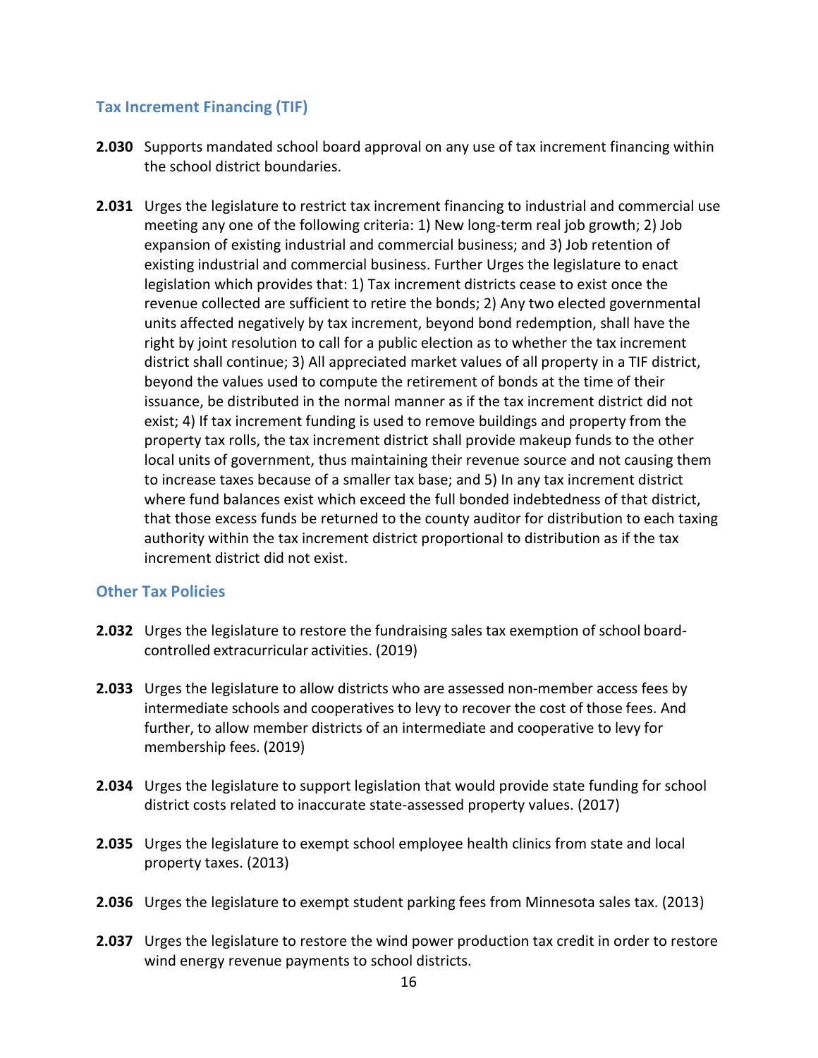## Tax Increment Financing (TIF)

**2.030** Supports mandated school board approval on any use of tax increment financing within the school district boundaries.

**2.031** Urges the legislature to restrict tax increment financing to industrial and commercial use meeting any one of the following criteria: 1) New long-term real job growth; 2) Job expansion of existing industrial and commercial business; and 3) Job retention of existing industrial and commercial business. Further Urges the legislature to enact legislation which provides that: 1) Tax increment districts cease to exist once the revenue collected are sufficient to retire the bonds; 2) Any two elected governmental units affected negatively by tax increment, beyond bond redemption, shall have the right by joint resolution to call for a public election as to whether the tax increment district shall continue; 3) All appreciated market values of all property in a TIF district, beyond the values used to compute the retirement of bonds at the time of their issuance, be distributed in the normal manner as if the tax increment district did not exist; 4) If tax increment funding is used to remove buildings and property from the property tax rolls, the tax increment district shall provide makeup funds to the other local units of government, thus maintaining their revenue source and not causing them to increase taxes because of a smaller tax base; and 5) In any tax increment district where fund balances exist which exceed the full bonded indebtedness of that district, that those excess funds be returned to the county auditor for distribution to each taxing authority within the tax increment district proportional to distribution as if the tax increment district did not exist.

## Other Tax Policies

**2.032** Urges the legislature to restore the fundraising sales tax exemption of school board-controlled extracurricular activities. (2019)

**2.033** Urges the legislature to allow districts who are assessed non-member access fees by intermediate schools and cooperatives to levy to recover the cost of those fees. And further, to allow member districts of an intermediate and cooperative to levy for membership fees. (2019)

**2.034** Urges the legislature to support legislation that would provide state funding for school district costs related to inaccurate state-assessed property values. (2017)

**2.035** Urges the legislature to exempt school employee health clinics from state and local property taxes. (2013)

**2.036** Urges the legislature to exempt student parking fees from Minnesota sales tax. (2013)

**2.037** Urges the legislature to restore the wind power production tax credit in order to restore wind energy revenue payments to school districts.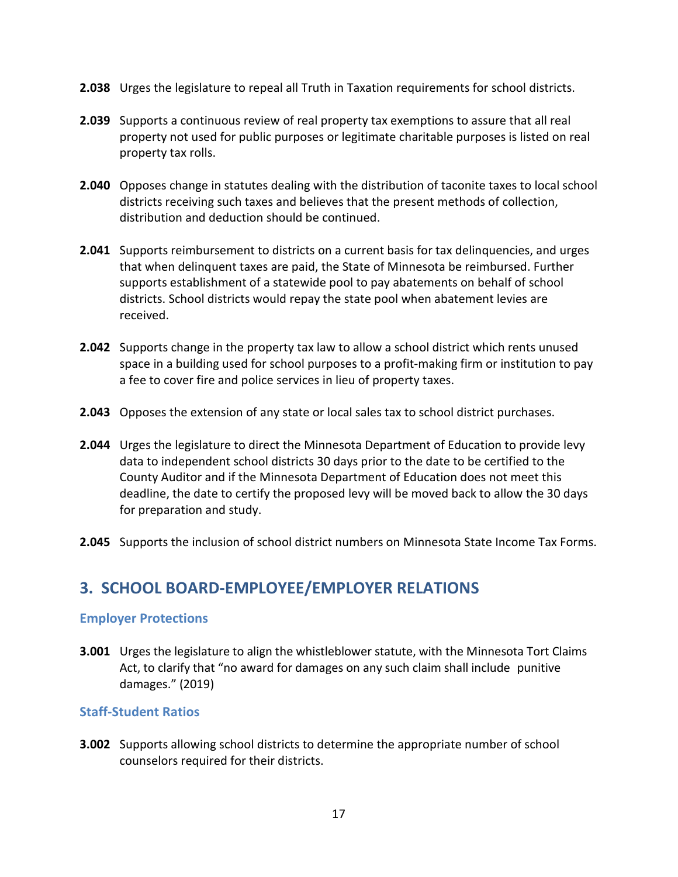**2.038** Urges the legislature to repeal all Truth in Taxation requirements for school districts.

**2.039** Supports a continuous review of real property tax exemptions to assure that all real property not used for public purposes or legitimate charitable purposes is listed on real property tax rolls.

**2.040** Opposes change in statutes dealing with the distribution of taconite taxes to local school districts receiving such taxes and believes that the present methods of collection, distribution and deduction should be continued.

**2.041** Supports reimbursement to districts on a current basis for tax delinquencies, and urges that when delinquent taxes are paid, the State of Minnesota be reimbursed. Further supports establishment of a statewide pool to pay abatements on behalf of school districts. School districts would repay the state pool when abatement levies are received.

**2.042** Supports change in the property tax law to allow a school district which rents unused space in a building used for school purposes to a profit-making firm or institution to pay a fee to cover fire and police services in lieu of property taxes.

**2.043** Opposes the extension of any state or local sales tax to school district purchases.

**2.044** Urges the legislature to direct the Minnesota Department of Education to provide levy data to independent school districts 30 days prior to the date to be certified to the County Auditor and if the Minnesota Department of Education does not meet this deadline, the date to certify the proposed levy will be moved back to allow the 30 days for preparation and study.

**2.045** Supports the inclusion of school district numbers on Minnesota State Income Tax Forms.

## 3. SCHOOL BOARD-EMPLOYEE/EMPLOYER RELATIONS

### Employer Protections

**3.001** Urges the legislature to align the whistleblower statute, with the Minnesota Tort Claims Act, to clarify that "no award for damages on any such claim shall include punitive damages." (2019)

### Staff-Student Ratios

**3.002** Supports allowing school districts to determine the appropriate number of school counselors required for their districts.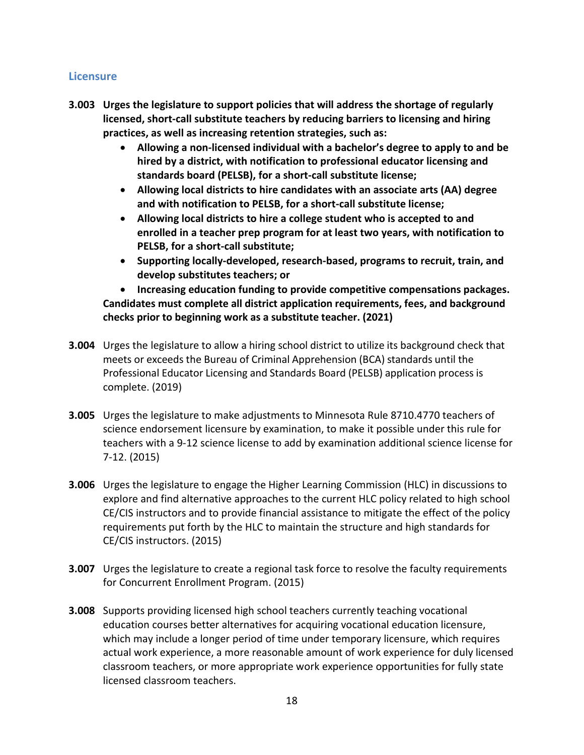## Licensure

**3.003 Urges the legislature to support policies that will address the shortage of regularly licensed, short-call substitute teachers by reducing barriers to licensing and hiring practices, as well as increasing retention strategies, such as:**

- **Allowing a non-licensed individual with a bachelor's degree to apply to and be hired by a district, with notification to professional educator licensing and standards board (PELSB), for a short-call substitute license;**
- **Allowing local districts to hire candidates with an associate arts (AA) degree and with notification to PELSB, for a short-call substitute license;**
- **Allowing local districts to hire a college student who is accepted to and enrolled in a teacher prep program for at least two years, with notification to PELSB, for a short-call substitute;**
- **Supporting locally-developed, research-based, programs to recruit, train, and develop substitutes teachers; or**
- **Increasing education funding to provide competitive compensations packages.**

**Candidates must complete all district application requirements, fees, and background checks prior to beginning work as a substitute teacher. (2021)**

**3.004** Urges the legislature to allow a hiring school district to utilize its background check that meets or exceeds the Bureau of Criminal Apprehension (BCA) standards until the Professional Educator Licensing and Standards Board (PELSB) application process is complete. (2019)

**3.005** Urges the legislature to make adjustments to Minnesota Rule 8710.4770 teachers of science endorsement licensure by examination, to make it possible under this rule for teachers with a 9-12 science license to add by examination additional science license for 7-12. (2015)

**3.006** Urges the legislature to engage the Higher Learning Commission (HLC) in discussions to explore and find alternative approaches to the current HLC policy related to high school CE/CIS instructors and to provide financial assistance to mitigate the effect of the policy requirements put forth by the HLC to maintain the structure and high standards for CE/CIS instructors. (2015)

**3.007** Urges the legislature to create a regional task force to resolve the faculty requirements for Concurrent Enrollment Program. (2015)

**3.008** Supports providing licensed high school teachers currently teaching vocational education courses better alternatives for acquiring vocational education licensure, which may include a longer period of time under temporary licensure, which requires actual work experience, a more reasonable amount of work experience for duly licensed classroom teachers, or more appropriate work experience opportunities for fully state licensed classroom teachers.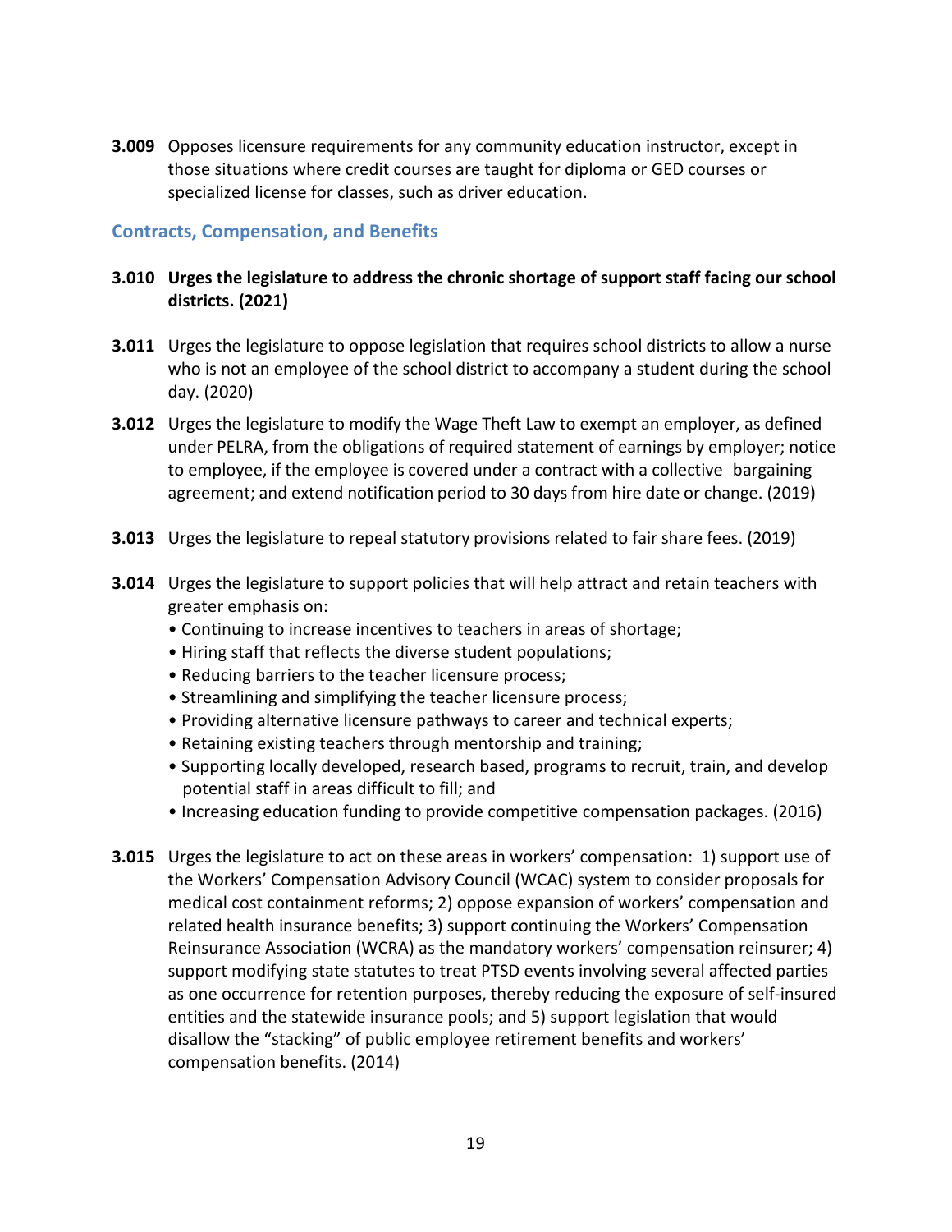**3.009** Opposes licensure requirements for any community education instructor, except in those situations where credit courses are taught for diploma or GED courses or specialized license for classes, such as driver education.

## Contracts, Compensation, and Benefits

**3.010 Urges the legislature to address the chronic shortage of support staff facing our school districts. (2021)**

**3.011** Urges the legislature to oppose legislation that requires school districts to allow a nurse who is not an employee of the school district to accompany a student during the school day. (2020)

**3.012** Urges the legislature to modify the Wage Theft Law to exempt an employer, as defined under PELRA, from the obligations of required statement of earnings by employer; notice to employee, if the employee is covered under a contract with a collective bargaining agreement; and extend notification period to 30 days from hire date or change. (2019)

**3.013** Urges the legislature to repeal statutory provisions related to fair share fees. (2019)

**3.014** Urges the legislature to support policies that will help attract and retain teachers with greater emphasis on:

- Continuing to increase incentives to teachers in areas of shortage;
- Hiring staff that reflects the diverse student populations;
- Reducing barriers to the teacher licensure process;
- Streamlining and simplifying the teacher licensure process;
- Providing alternative licensure pathways to career and technical experts;
- Retaining existing teachers through mentorship and training;
- Supporting locally developed, research based, programs to recruit, train, and develop potential staff in areas difficult to fill; and
- Increasing education funding to provide competitive compensation packages. (2016)

**3.015** Urges the legislature to act on these areas in workers' compensation: 1) support use of the Workers' Compensation Advisory Council (WCAC) system to consider proposals for medical cost containment reforms; 2) oppose expansion of workers' compensation and related health insurance benefits; 3) support continuing the Workers' Compensation Reinsurance Association (WCRA) as the mandatory workers' compensation reinsurer; 4) support modifying state statutes to treat PTSD events involving several affected parties as one occurrence for retention purposes, thereby reducing the exposure of self-insured entities and the statewide insurance pools; and 5) support legislation that would disallow the "stacking" of public employee retirement benefits and workers' compensation benefits. (2014)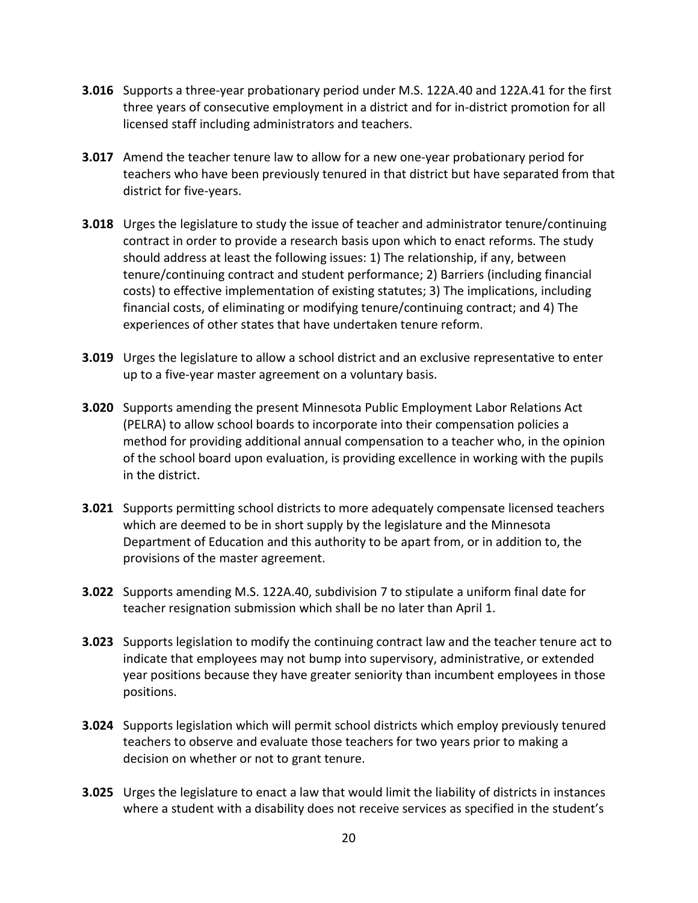**3.016** Supports a three-year probationary period under M.S. 122A.40 and 122A.41 for the first three years of consecutive employment in a district and for in-district promotion for all licensed staff including administrators and teachers.

**3.017** Amend the teacher tenure law to allow for a new one-year probationary period for teachers who have been previously tenured in that district but have separated from that district for five-years.

**3.018** Urges the legislature to study the issue of teacher and administrator tenure/continuing contract in order to provide a research basis upon which to enact reforms. The study should address at least the following issues: 1) The relationship, if any, between tenure/continuing contract and student performance; 2) Barriers (including financial costs) to effective implementation of existing statutes; 3) The implications, including financial costs, of eliminating or modifying tenure/continuing contract; and 4) The experiences of other states that have undertaken tenure reform.

**3.019** Urges the legislature to allow a school district and an exclusive representative to enter up to a five-year master agreement on a voluntary basis.

**3.020** Supports amending the present Minnesota Public Employment Labor Relations Act (PELRA) to allow school boards to incorporate into their compensation policies a method for providing additional annual compensation to a teacher who, in the opinion of the school board upon evaluation, is providing excellence in working with the pupils in the district.

**3.021** Supports permitting school districts to more adequately compensate licensed teachers which are deemed to be in short supply by the legislature and the Minnesota Department of Education and this authority to be apart from, or in addition to, the provisions of the master agreement.

**3.022** Supports amending M.S. 122A.40, subdivision 7 to stipulate a uniform final date for teacher resignation submission which shall be no later than April 1.

**3.023** Supports legislation to modify the continuing contract law and the teacher tenure act to indicate that employees may not bump into supervisory, administrative, or extended year positions because they have greater seniority than incumbent employees in those positions.

**3.024** Supports legislation which will permit school districts which employ previously tenured teachers to observe and evaluate those teachers for two years prior to making a decision on whether or not to grant tenure.

**3.025** Urges the legislature to enact a law that would limit the liability of districts in instances where a student with a disability does not receive services as specified in the student's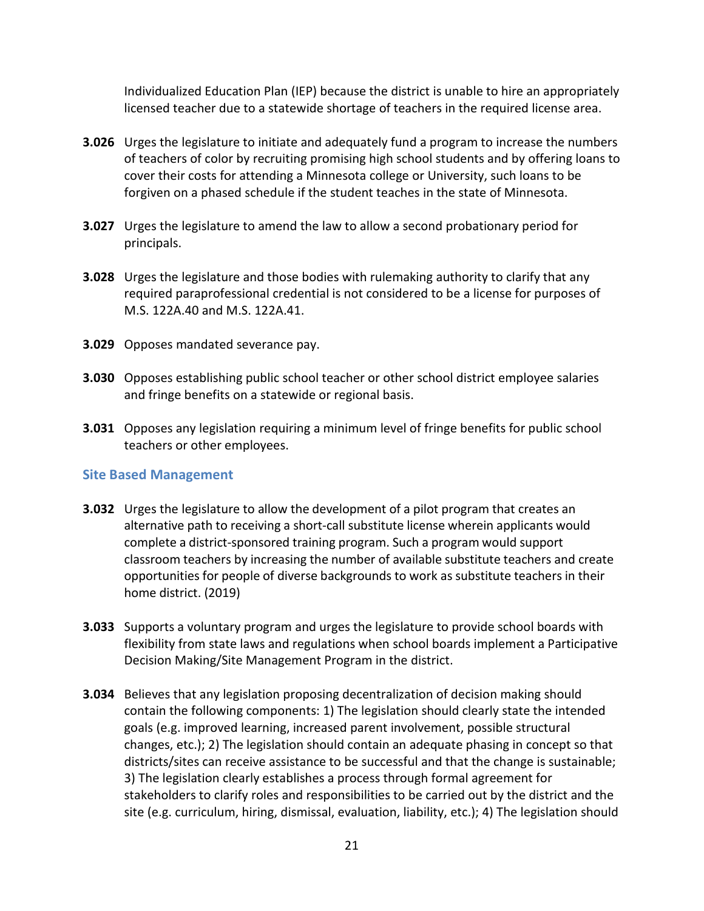Individualized Education Plan (IEP) because the district is unable to hire an appropriately licensed teacher due to a statewide shortage of teachers in the required license area.

**3.026** Urges the legislature to initiate and adequately fund a program to increase the numbers of teachers of color by recruiting promising high school students and by offering loans to cover their costs for attending a Minnesota college or University, such loans to be forgiven on a phased schedule if the student teaches in the state of Minnesota.

**3.027** Urges the legislature to amend the law to allow a second probationary period for principals.

**3.028** Urges the legislature and those bodies with rulemaking authority to clarify that any required paraprofessional credential is not considered to be a license for purposes of M.S. 122A.40 and M.S. 122A.41.

**3.029** Opposes mandated severance pay.

**3.030** Opposes establishing public school teacher or other school district employee salaries and fringe benefits on a statewide or regional basis.

**3.031** Opposes any legislation requiring a minimum level of fringe benefits for public school teachers or other employees.

### Site Based Management

**3.032** Urges the legislature to allow the development of a pilot program that creates an alternative path to receiving a short-call substitute license wherein applicants would complete a district-sponsored training program. Such a program would support classroom teachers by increasing the number of available substitute teachers and create opportunities for people of diverse backgrounds to work as substitute teachers in their home district. (2019)

**3.033** Supports a voluntary program and urges the legislature to provide school boards with flexibility from state laws and regulations when school boards implement a Participative Decision Making/Site Management Program in the district.

**3.034** Believes that any legislation proposing decentralization of decision making should contain the following components: 1) The legislation should clearly state the intended goals (e.g. improved learning, increased parent involvement, possible structural changes, etc.); 2) The legislation should contain an adequate phasing in concept so that districts/sites can receive assistance to be successful and that the change is sustainable; 3) The legislation clearly establishes a process through formal agreement for stakeholders to clarify roles and responsibilities to be carried out by the district and the site (e.g. curriculum, hiring, dismissal, evaluation, liability, etc.); 4) The legislation should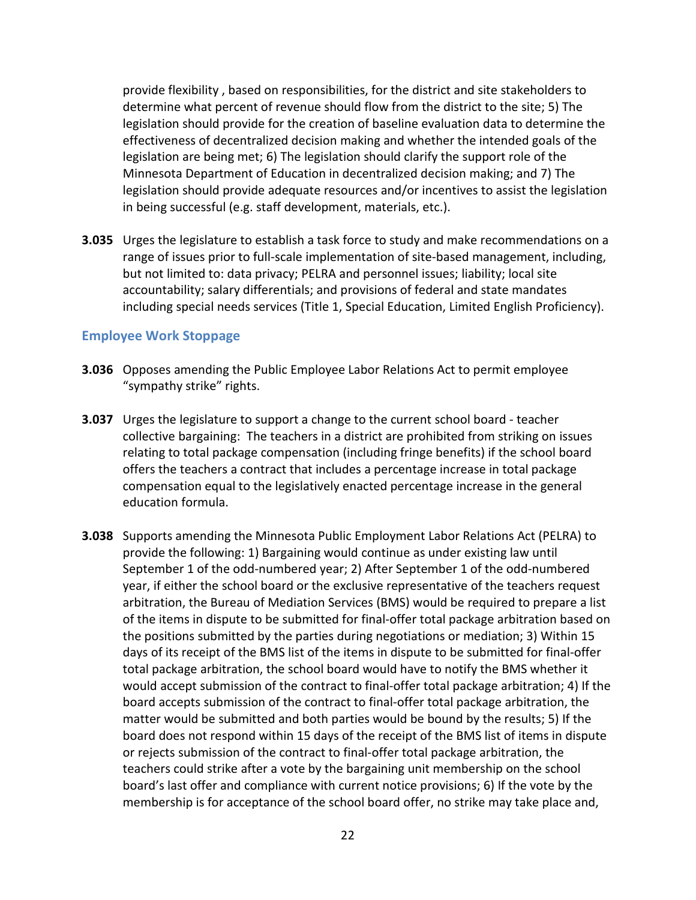provide flexibility , based on responsibilities, for the district and site stakeholders to determine what percent of revenue should flow from the district to the site; 5) The legislation should provide for the creation of baseline evaluation data to determine the effectiveness of decentralized decision making and whether the intended goals of the legislation are being met; 6) The legislation should clarify the support role of the Minnesota Department of Education in decentralized decision making; and 7) The legislation should provide adequate resources and/or incentives to assist the legislation in being successful (e.g. staff development, materials, etc.).

**3.035** Urges the legislature to establish a task force to study and make recommendations on a range of issues prior to full-scale implementation of site-based management, including, but not limited to: data privacy; PELRA and personnel issues; liability; local site accountability; salary differentials; and provisions of federal and state mandates including special needs services (Title 1, Special Education, Limited English Proficiency).

### Employee Work Stoppage

**3.036** Opposes amending the Public Employee Labor Relations Act to permit employee "sympathy strike" rights.

**3.037** Urges the legislature to support a change to the current school board - teacher collective bargaining: The teachers in a district are prohibited from striking on issues relating to total package compensation (including fringe benefits) if the school board offers the teachers a contract that includes a percentage increase in total package compensation equal to the legislatively enacted percentage increase in the general education formula.

**3.038** Supports amending the Minnesota Public Employment Labor Relations Act (PELRA) to provide the following: 1) Bargaining would continue as under existing law until September 1 of the odd-numbered year; 2) After September 1 of the odd-numbered year, if either the school board or the exclusive representative of the teachers request arbitration, the Bureau of Mediation Services (BMS) would be required to prepare a list of the items in dispute to be submitted for final-offer total package arbitration based on the positions submitted by the parties during negotiations or mediation; 3) Within 15 days of its receipt of the BMS list of the items in dispute to be submitted for final-offer total package arbitration, the school board would have to notify the BMS whether it would accept submission of the contract to final-offer total package arbitration; 4) If the board accepts submission of the contract to final-offer total package arbitration, the matter would be submitted and both parties would be bound by the results; 5) If the board does not respond within 15 days of the receipt of the BMS list of items in dispute or rejects submission of the contract to final-offer total package arbitration, the teachers could strike after a vote by the bargaining unit membership on the school board's last offer and compliance with current notice provisions; 6) If the vote by the membership is for acceptance of the school board offer, no strike may take place and,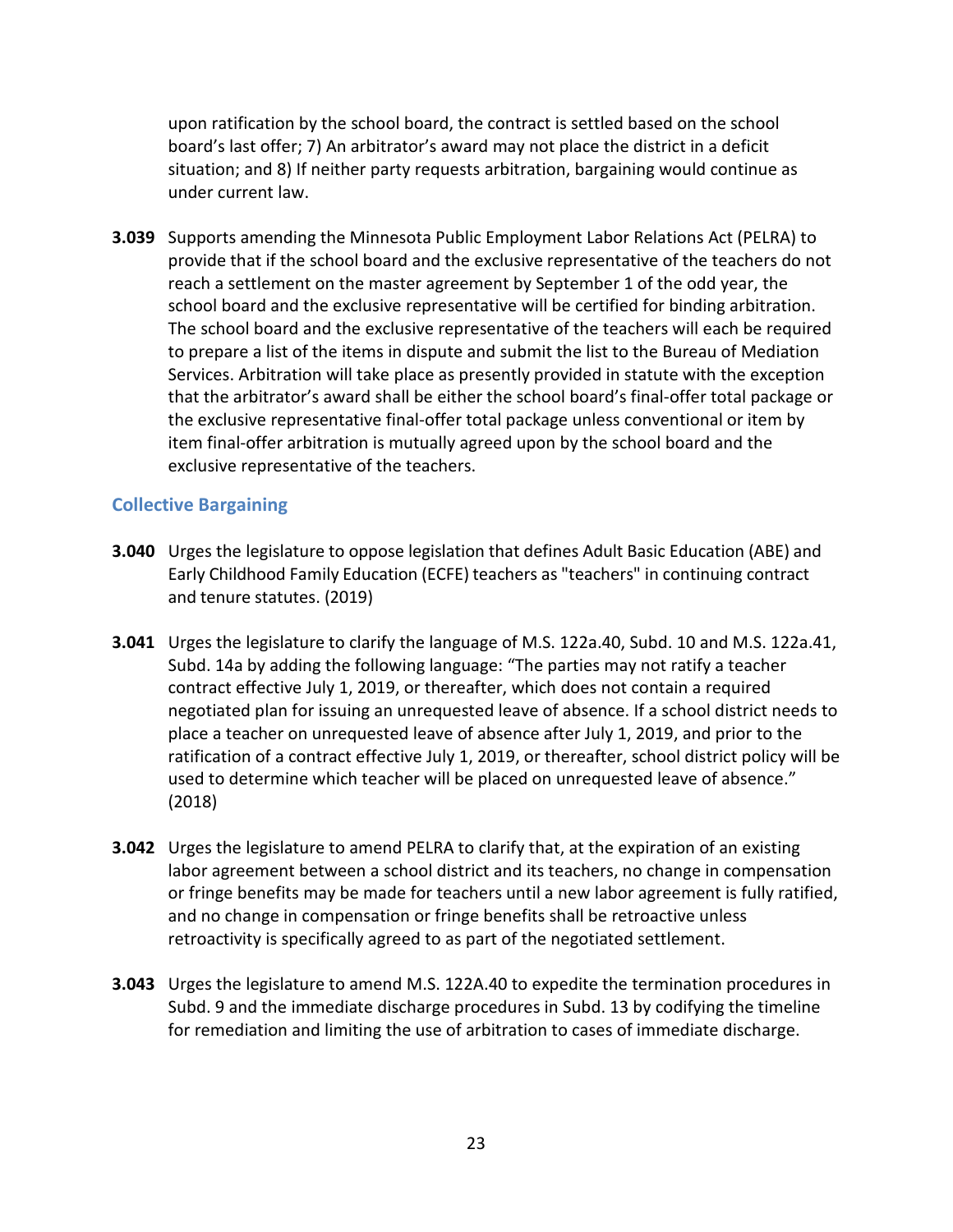upon ratification by the school board, the contract is settled based on the school board's last offer; 7) An arbitrator's award may not place the district in a deficit situation; and 8) If neither party requests arbitration, bargaining would continue as under current law.

**3.039** Supports amending the Minnesota Public Employment Labor Relations Act (PELRA) to provide that if the school board and the exclusive representative of the teachers do not reach a settlement on the master agreement by September 1 of the odd year, the school board and the exclusive representative will be certified for binding arbitration. The school board and the exclusive representative of the teachers will each be required to prepare a list of the items in dispute and submit the list to the Bureau of Mediation Services. Arbitration will take place as presently provided in statute with the exception that the arbitrator's award shall be either the school board's final-offer total package or the exclusive representative final-offer total package unless conventional or item by item final-offer arbitration is mutually agreed upon by the school board and the exclusive representative of the teachers.

### Collective Bargaining

**3.040** Urges the legislature to oppose legislation that defines Adult Basic Education (ABE) and Early Childhood Family Education (ECFE) teachers as "teachers" in continuing contract and tenure statutes. (2019)

**3.041** Urges the legislature to clarify the language of M.S. 122a.40, Subd. 10 and M.S. 122a.41, Subd. 14a by adding the following language: "The parties may not ratify a teacher contract effective July 1, 2019, or thereafter, which does not contain a required negotiated plan for issuing an unrequested leave of absence. If a school district needs to place a teacher on unrequested leave of absence after July 1, 2019, and prior to the ratification of a contract effective July 1, 2019, or thereafter, school district policy will be used to determine which teacher will be placed on unrequested leave of absence." (2018)

**3.042** Urges the legislature to amend PELRA to clarify that, at the expiration of an existing labor agreement between a school district and its teachers, no change in compensation or fringe benefits may be made for teachers until a new labor agreement is fully ratified, and no change in compensation or fringe benefits shall be retroactive unless retroactivity is specifically agreed to as part of the negotiated settlement.

**3.043** Urges the legislature to amend M.S. 122A.40 to expedite the termination procedures in Subd. 9 and the immediate discharge procedures in Subd. 13 by codifying the timeline for remediation and limiting the use of arbitration to cases of immediate discharge.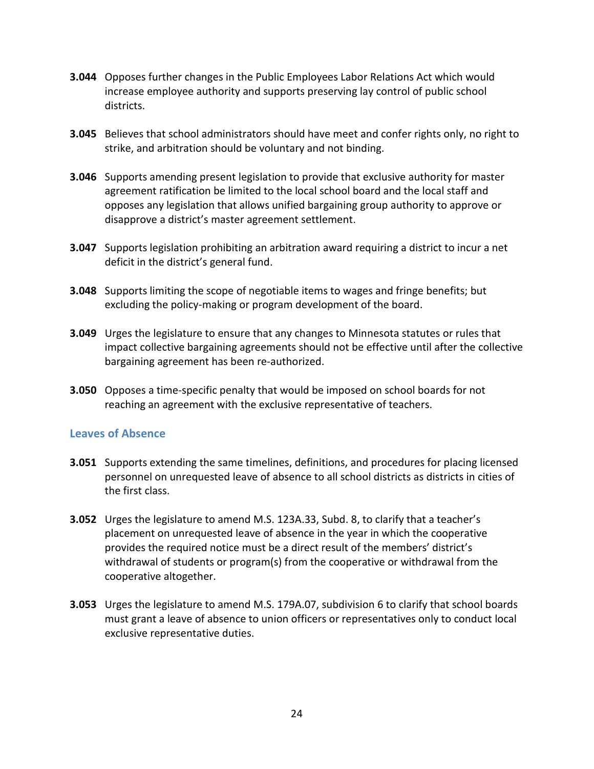**3.044** Opposes further changes in the Public Employees Labor Relations Act which would increase employee authority and supports preserving lay control of public school districts.

**3.045** Believes that school administrators should have meet and confer rights only, no right to strike, and arbitration should be voluntary and not binding.

**3.046** Supports amending present legislation to provide that exclusive authority for master agreement ratification be limited to the local school board and the local staff and opposes any legislation that allows unified bargaining group authority to approve or disapprove a district's master agreement settlement.

**3.047** Supports legislation prohibiting an arbitration award requiring a district to incur a net deficit in the district's general fund.

**3.048** Supports limiting the scope of negotiable items to wages and fringe benefits; but excluding the policy-making or program development of the board.

**3.049** Urges the legislature to ensure that any changes to Minnesota statutes or rules that impact collective bargaining agreements should not be effective until after the collective bargaining agreement has been re-authorized.

**3.050** Opposes a time-specific penalty that would be imposed on school boards for not reaching an agreement with the exclusive representative of teachers.

### Leaves of Absence

**3.051** Supports extending the same timelines, definitions, and procedures for placing licensed personnel on unrequested leave of absence to all school districts as districts in cities of the first class.

**3.052** Urges the legislature to amend M.S. 123A.33, Subd. 8, to clarify that a teacher's placement on unrequested leave of absence in the year in which the cooperative provides the required notice must be a direct result of the members' district's withdrawal of students or program(s) from the cooperative or withdrawal from the cooperative altogether.

**3.053** Urges the legislature to amend M.S. 179A.07, subdivision 6 to clarify that school boards must grant a leave of absence to union officers or representatives only to conduct local exclusive representative duties.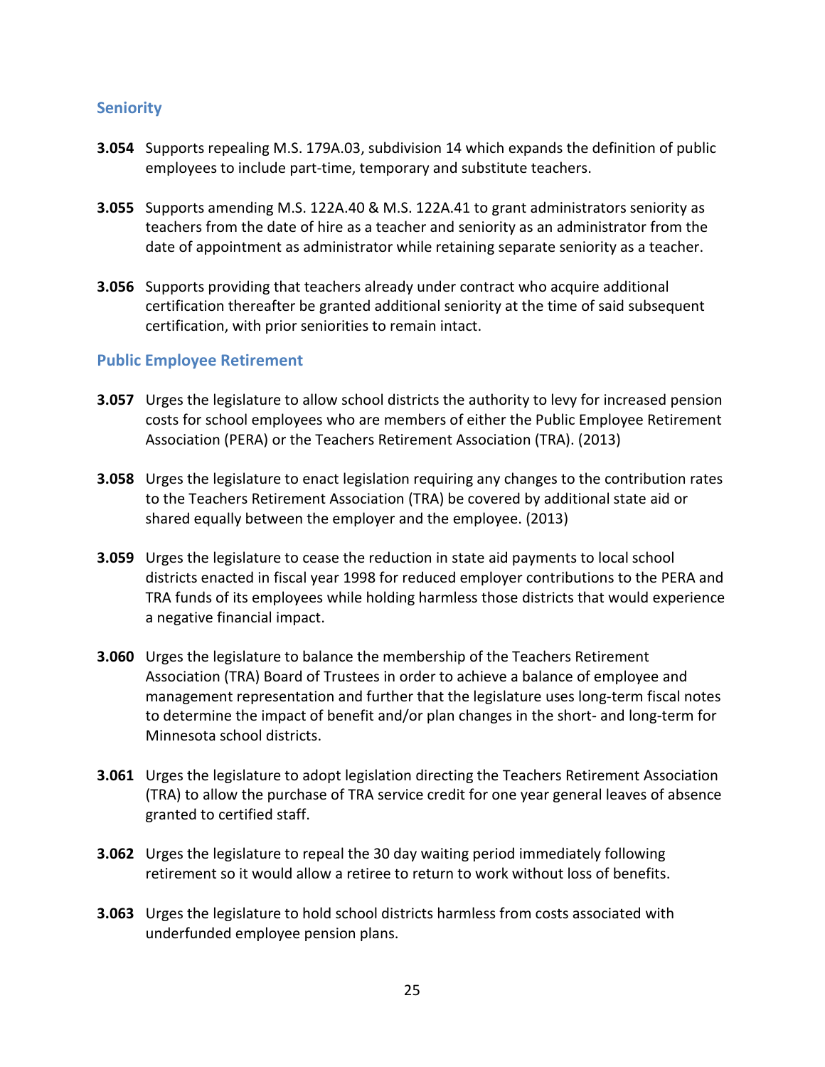### Seniority

**3.054** Supports repealing M.S. 179A.03, subdivision 14 which expands the definition of public employees to include part-time, temporary and substitute teachers.

**3.055** Supports amending M.S. 122A.40 & M.S. 122A.41 to grant administrators seniority as teachers from the date of hire as a teacher and seniority as an administrator from the date of appointment as administrator while retaining separate seniority as a teacher.

**3.056** Supports providing that teachers already under contract who acquire additional certification thereafter be granted additional seniority at the time of said subsequent certification, with prior seniorities to remain intact.

### Public Employee Retirement

**3.057** Urges the legislature to allow school districts the authority to levy for increased pension costs for school employees who are members of either the Public Employee Retirement Association (PERA) or the Teachers Retirement Association (TRA). (2013)

**3.058** Urges the legislature to enact legislation requiring any changes to the contribution rates to the Teachers Retirement Association (TRA) be covered by additional state aid or shared equally between the employer and the employee. (2013)

**3.059** Urges the legislature to cease the reduction in state aid payments to local school districts enacted in fiscal year 1998 for reduced employer contributions to the PERA and TRA funds of its employees while holding harmless those districts that would experience a negative financial impact.

**3.060** Urges the legislature to balance the membership of the Teachers Retirement Association (TRA) Board of Trustees in order to achieve a balance of employee and management representation and further that the legislature uses long-term fiscal notes to determine the impact of benefit and/or plan changes in the short- and long-term for Minnesota school districts.

**3.061** Urges the legislature to adopt legislation directing the Teachers Retirement Association (TRA) to allow the purchase of TRA service credit for one year general leaves of absence granted to certified staff.

**3.062** Urges the legislature to repeal the 30 day waiting period immediately following retirement so it would allow a retiree to return to work without loss of benefits.

**3.063** Urges the legislature to hold school districts harmless from costs associated with underfunded employee pension plans.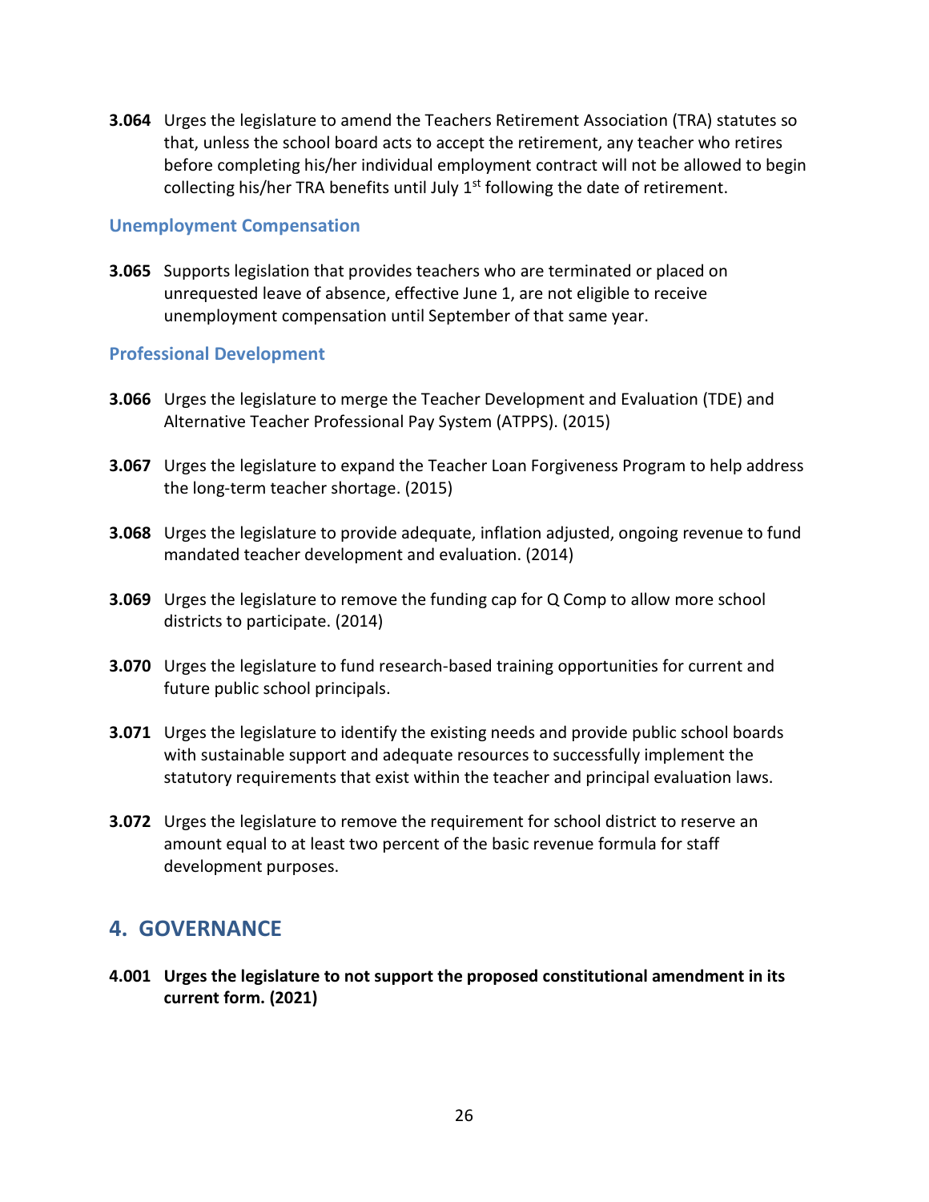**3.064** Urges the legislature to amend the Teachers Retirement Association (TRA) statutes so that, unless the school board acts to accept the retirement, any teacher who retires before completing his/her individual employment contract will not be allowed to begin collecting his/her TRA benefits until July 1st following the date of retirement.

### Unemployment Compensation

**3.065** Supports legislation that provides teachers who are terminated or placed on unrequested leave of absence, effective June 1, are not eligible to receive unemployment compensation until September of that same year.

### Professional Development

**3.066** Urges the legislature to merge the Teacher Development and Evaluation (TDE) and Alternative Teacher Professional Pay System (ATPPS). (2015)

**3.067** Urges the legislature to expand the Teacher Loan Forgiveness Program to help address the long-term teacher shortage. (2015)

**3.068** Urges the legislature to provide adequate, inflation adjusted, ongoing revenue to fund mandated teacher development and evaluation. (2014)

**3.069** Urges the legislature to remove the funding cap for Q Comp to allow more school districts to participate. (2014)

**3.070** Urges the legislature to fund research-based training opportunities for current and future public school principals.

**3.071** Urges the legislature to identify the existing needs and provide public school boards with sustainable support and adequate resources to successfully implement the statutory requirements that exist within the teacher and principal evaluation laws.

**3.072** Urges the legislature to remove the requirement for school district to reserve an amount equal to at least two percent of the basic revenue formula for staff development purposes.

## 4. GOVERNANCE

**4.001 Urges the legislature to not support the proposed constitutional amendment in its current form. (2021)**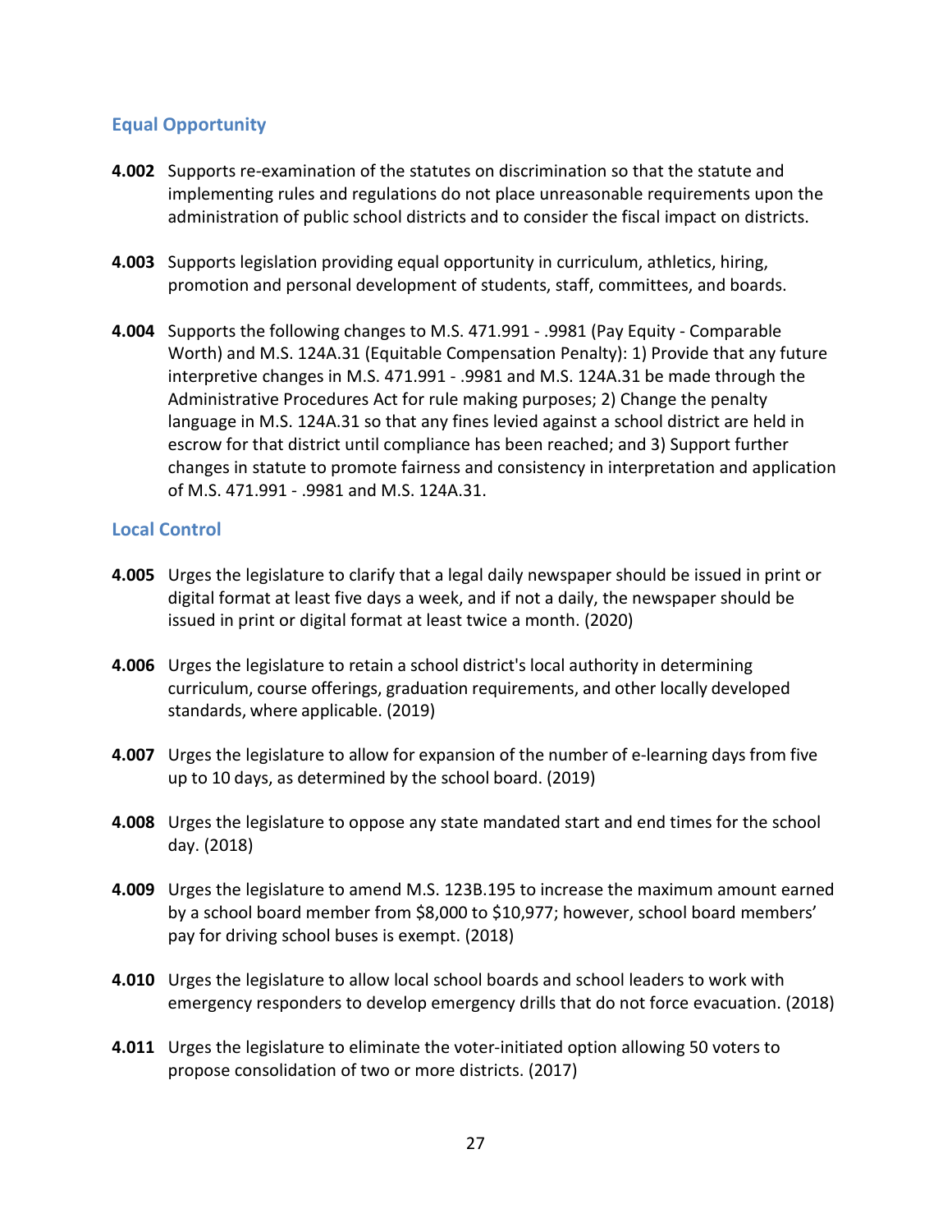## Equal Opportunity

**4.002** Supports re-examination of the statutes on discrimination so that the statute and implementing rules and regulations do not place unreasonable requirements upon the administration of public school districts and to consider the fiscal impact on districts.

**4.003** Supports legislation providing equal opportunity in curriculum, athletics, hiring, promotion and personal development of students, staff, committees, and boards.

**4.004** Supports the following changes to M.S. 471.991 - .9981 (Pay Equity - Comparable Worth) and M.S. 124A.31 (Equitable Compensation Penalty): 1) Provide that any future interpretive changes in M.S. 471.991 - .9981 and M.S. 124A.31 be made through the Administrative Procedures Act for rule making purposes; 2) Change the penalty language in M.S. 124A.31 so that any fines levied against a school district are held in escrow for that district until compliance has been reached; and 3) Support further changes in statute to promote fairness and consistency in interpretation and application of M.S. 471.991 - .9981 and M.S. 124A.31.

## Local Control

**4.005** Urges the legislature to clarify that a legal daily newspaper should be issued in print or digital format at least five days a week, and if not a daily, the newspaper should be issued in print or digital format at least twice a month. (2020)

**4.006** Urges the legislature to retain a school district's local authority in determining curriculum, course offerings, graduation requirements, and other locally developed standards, where applicable. (2019)

**4.007** Urges the legislature to allow for expansion of the number of e-learning days from five up to 10 days, as determined by the school board. (2019)

**4.008** Urges the legislature to oppose any state mandated start and end times for the school day. (2018)

**4.009** Urges the legislature to amend M.S. 123B.195 to increase the maximum amount earned by a school board member from $8,000 to $10,977; however, school board members' pay for driving school buses is exempt. (2018)

**4.010** Urges the legislature to allow local school boards and school leaders to work with emergency responders to develop emergency drills that do not force evacuation. (2018)

**4.011** Urges the legislature to eliminate the voter-initiated option allowing 50 voters to propose consolidation of two or more districts. (2017)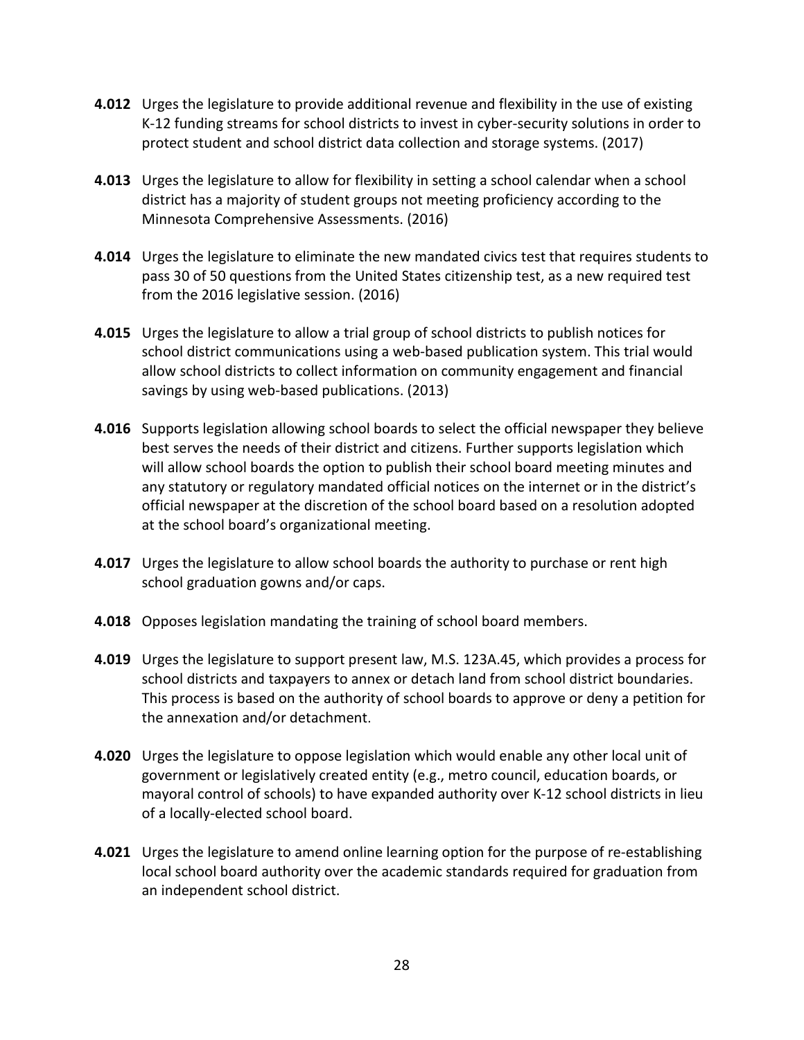**4.012** Urges the legislature to provide additional revenue and flexibility in the use of existing K-12 funding streams for school districts to invest in cyber-security solutions in order to protect student and school district data collection and storage systems. (2017)

**4.013** Urges the legislature to allow for flexibility in setting a school calendar when a school district has a majority of student groups not meeting proficiency according to the Minnesota Comprehensive Assessments. (2016)

**4.014** Urges the legislature to eliminate the new mandated civics test that requires students to pass 30 of 50 questions from the United States citizenship test, as a new required test from the 2016 legislative session. (2016)

**4.015** Urges the legislature to allow a trial group of school districts to publish notices for school district communications using a web-based publication system. This trial would allow school districts to collect information on community engagement and financial savings by using web-based publications. (2013)

**4.016** Supports legislation allowing school boards to select the official newspaper they believe best serves the needs of their district and citizens. Further supports legislation which will allow school boards the option to publish their school board meeting minutes and any statutory or regulatory mandated official notices on the internet or in the district's official newspaper at the discretion of the school board based on a resolution adopted at the school board's organizational meeting.

**4.017** Urges the legislature to allow school boards the authority to purchase or rent high school graduation gowns and/or caps.

**4.018** Opposes legislation mandating the training of school board members.

**4.019** Urges the legislature to support present law, M.S. 123A.45, which provides a process for school districts and taxpayers to annex or detach land from school district boundaries. This process is based on the authority of school boards to approve or deny a petition for the annexation and/or detachment.

**4.020** Urges the legislature to oppose legislation which would enable any other local unit of government or legislatively created entity (e.g., metro council, education boards, or mayoral control of schools) to have expanded authority over K-12 school districts in lieu of a locally-elected school board.

**4.021** Urges the legislature to amend online learning option for the purpose of re-establishing local school board authority over the academic standards required for graduation from an independent school district.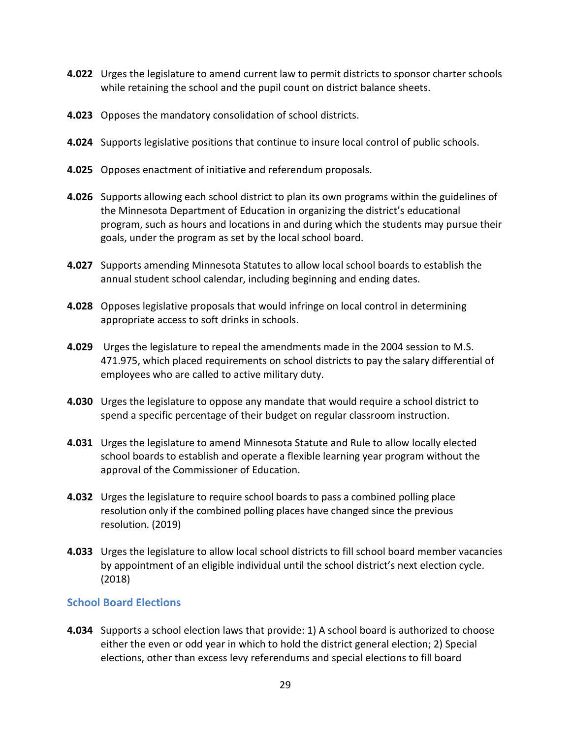**4.022** Urges the legislature to amend current law to permit districts to sponsor charter schools while retaining the school and the pupil count on district balance sheets.

**4.023** Opposes the mandatory consolidation of school districts.

**4.024** Supports legislative positions that continue to insure local control of public schools.

**4.025** Opposes enactment of initiative and referendum proposals.

**4.026** Supports allowing each school district to plan its own programs within the guidelines of the Minnesota Department of Education in organizing the district's educational program, such as hours and locations in and during which the students may pursue their goals, under the program as set by the local school board.

**4.027** Supports amending Minnesota Statutes to allow local school boards to establish the annual student school calendar, including beginning and ending dates.

**4.028** Opposes legislative proposals that would infringe on local control in determining appropriate access to soft drinks in schools.

**4.029** Urges the legislature to repeal the amendments made in the 2004 session to M.S. 471.975, which placed requirements on school districts to pay the salary differential of employees who are called to active military duty.

**4.030** Urges the legislature to oppose any mandate that would require a school district to spend a specific percentage of their budget on regular classroom instruction.

**4.031** Urges the legislature to amend Minnesota Statute and Rule to allow locally elected school boards to establish and operate a flexible learning year program without the approval of the Commissioner of Education.

**4.032** Urges the legislature to require school boards to pass a combined polling place resolution only if the combined polling places have changed since the previous resolution. (2019)

**4.033** Urges the legislature to allow local school districts to fill school board member vacancies by appointment of an eligible individual until the school district's next election cycle. (2018)

### School Board Elections

**4.034** Supports a school election laws that provide: 1) A school board is authorized to choose either the even or odd year in which to hold the district general election; 2) Special elections, other than excess levy referendums and special elections to fill board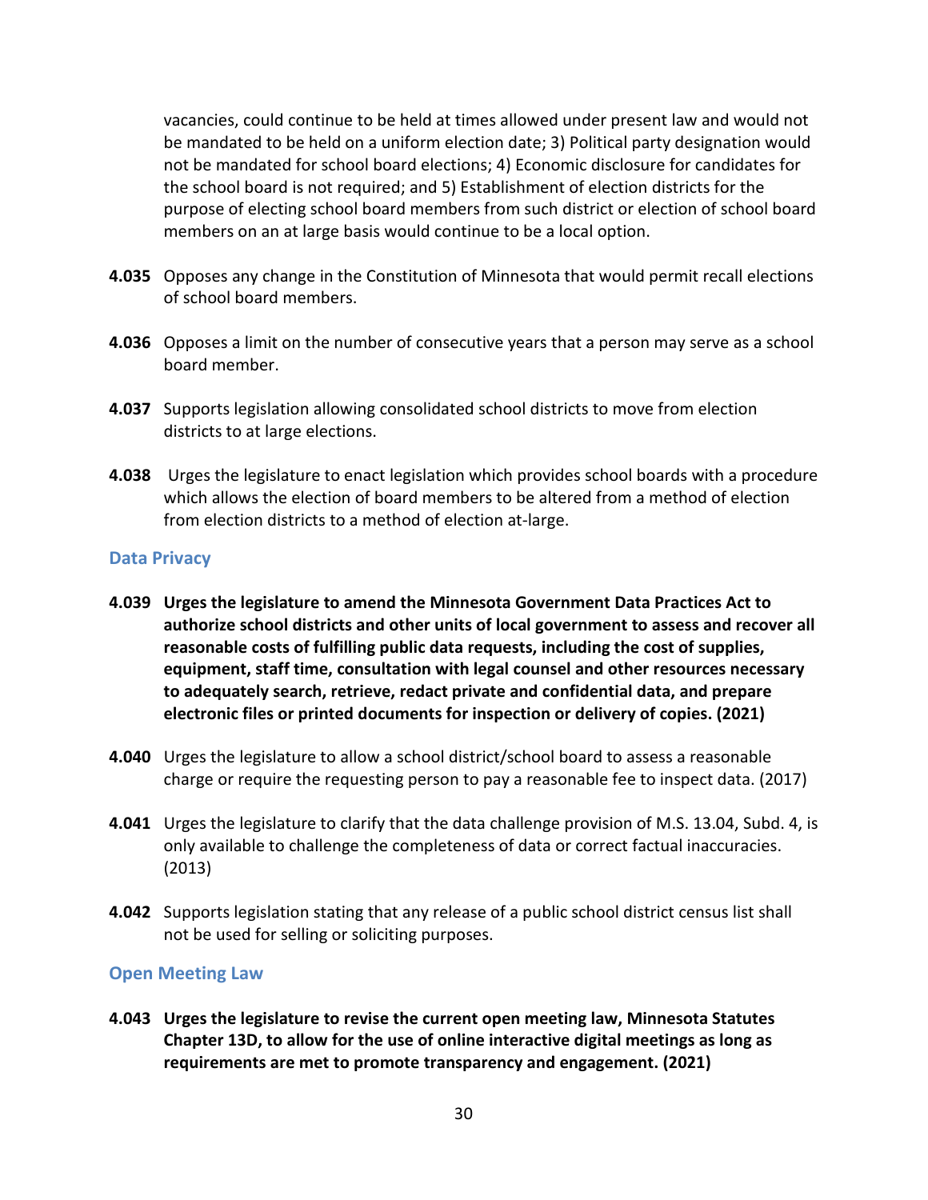vacancies, could continue to be held at times allowed under present law and would not be mandated to be held on a uniform election date; 3) Political party designation would not be mandated for school board elections; 4) Economic disclosure for candidates for the school board is not required; and 5) Establishment of election districts for the purpose of electing school board members from such district or election of school board members on an at large basis would continue to be a local option.

**4.035** Opposes any change in the Constitution of Minnesota that would permit recall elections of school board members.

**4.036** Opposes a limit on the number of consecutive years that a person may serve as a school board member.

**4.037** Supports legislation allowing consolidated school districts to move from election districts to at large elections.

**4.038** Urges the legislature to enact legislation which provides school boards with a procedure which allows the election of board members to be altered from a method of election from election districts to a method of election at-large.

### Data Privacy

**4.039 Urges the legislature to amend the Minnesota Government Data Practices Act to authorize school districts and other units of local government to assess and recover all reasonable costs of fulfilling public data requests, including the cost of supplies, equipment, staff time, consultation with legal counsel and other resources necessary to adequately search, retrieve, redact private and confidential data, and prepare electronic files or printed documents for inspection or delivery of copies. (2021)**

**4.040** Urges the legislature to allow a school district/school board to assess a reasonable charge or require the requesting person to pay a reasonable fee to inspect data. (2017)

**4.041** Urges the legislature to clarify that the data challenge provision of M.S. 13.04, Subd. 4, is only available to challenge the completeness of data or correct factual inaccuracies. (2013)

**4.042** Supports legislation stating that any release of a public school district census list shall not be used for selling or soliciting purposes.

### Open Meeting Law

**4.043 Urges the legislature to revise the current open meeting law, Minnesota Statutes Chapter 13D, to allow for the use of online interactive digital meetings as long as requirements are met to promote transparency and engagement. (2021)**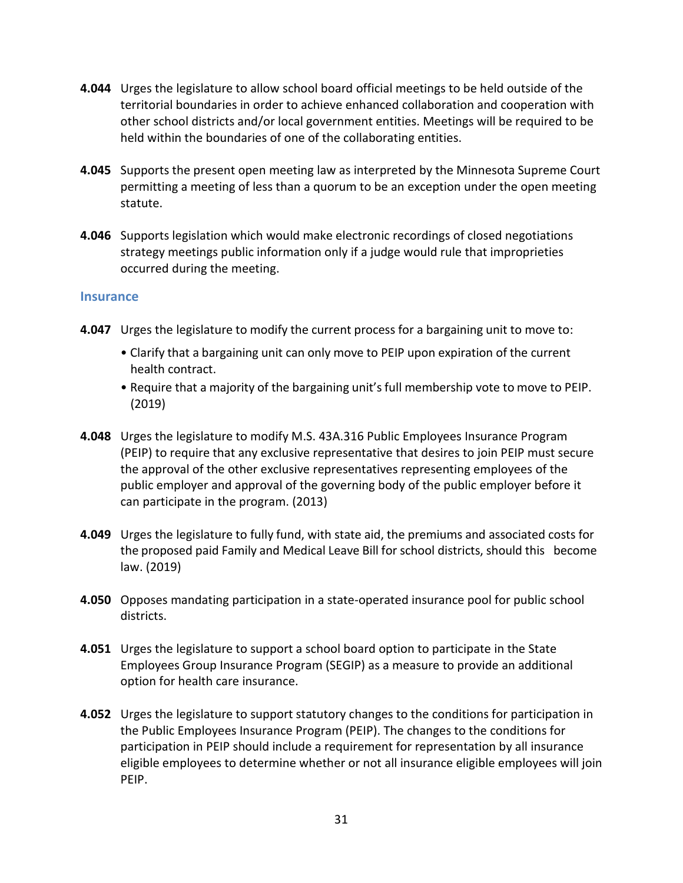**4.044** Urges the legislature to allow school board official meetings to be held outside of the territorial boundaries in order to achieve enhanced collaboration and cooperation with other school districts and/or local government entities. Meetings will be required to be held within the boundaries of one of the collaborating entities.

**4.045** Supports the present open meeting law as interpreted by the Minnesota Supreme Court permitting a meeting of less than a quorum to be an exception under the open meeting statute.

**4.046** Supports legislation which would make electronic recordings of closed negotiations strategy meetings public information only if a judge would rule that improprieties occurred during the meeting.

### Insurance

**4.047** Urges the legislature to modify the current process for a bargaining unit to move to:

- Clarify that a bargaining unit can only move to PEIP upon expiration of the current health contract.
- Require that a majority of the bargaining unit's full membership vote to move to PEIP. (2019)

**4.048** Urges the legislature to modify M.S. 43A.316 Public Employees Insurance Program (PEIP) to require that any exclusive representative that desires to join PEIP must secure the approval of the other exclusive representatives representing employees of the public employer and approval of the governing body of the public employer before it can participate in the program. (2013)

**4.049** Urges the legislature to fully fund, with state aid, the premiums and associated costs for the proposed paid Family and Medical Leave Bill for school districts, should this become law. (2019)

**4.050** Opposes mandating participation in a state-operated insurance pool for public school districts.

**4.051** Urges the legislature to support a school board option to participate in the State Employees Group Insurance Program (SEGIP) as a measure to provide an additional option for health care insurance.

**4.052** Urges the legislature to support statutory changes to the conditions for participation in the Public Employees Insurance Program (PEIP). The changes to the conditions for participation in PEIP should include a requirement for representation by all insurance eligible employees to determine whether or not all insurance eligible employees will join PEIP.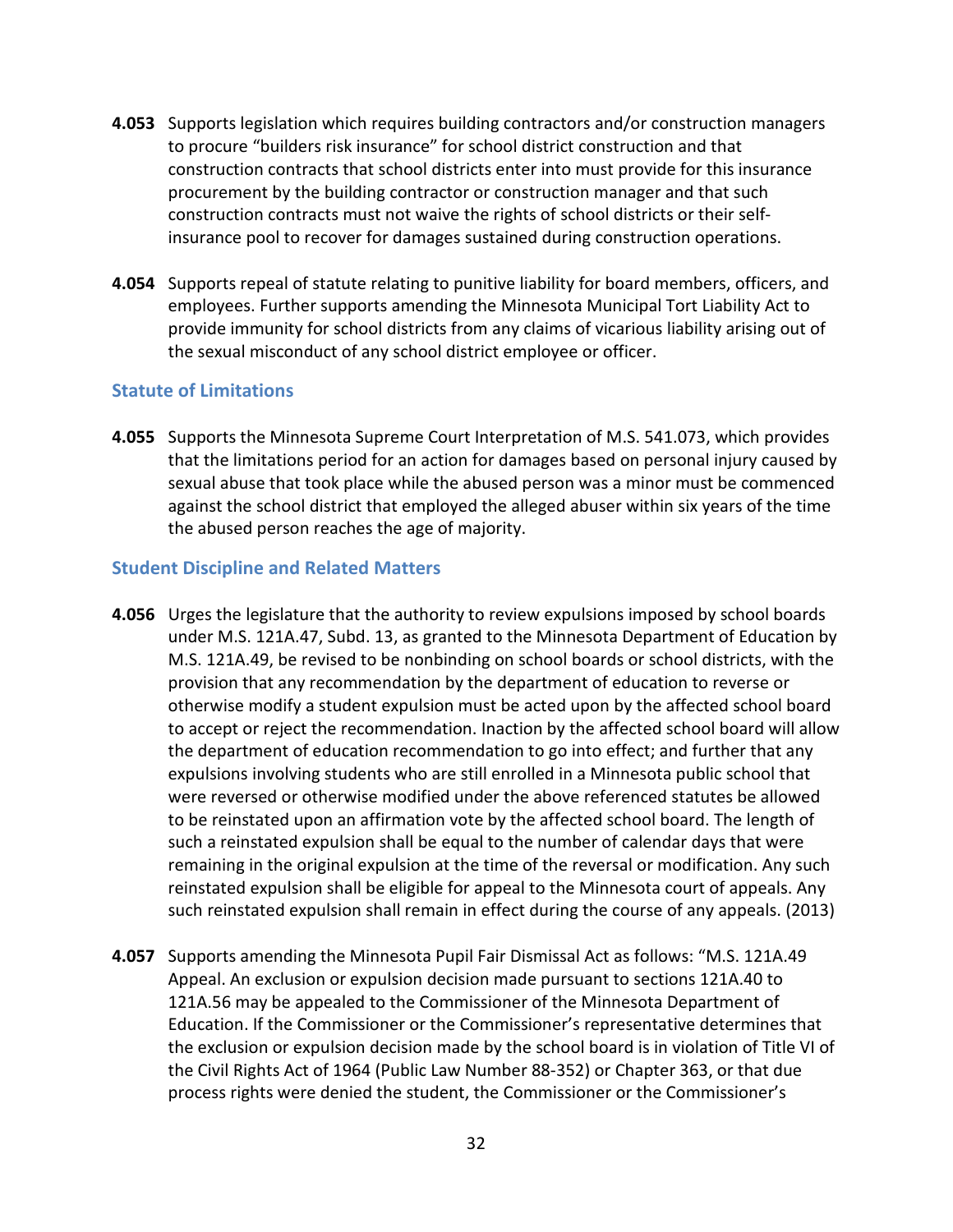**4.053** Supports legislation which requires building contractors and/or construction managers to procure "builders risk insurance" for school district construction and that construction contracts that school districts enter into must provide for this insurance procurement by the building contractor or construction manager and that such construction contracts must not waive the rights of school districts or their self-insurance pool to recover for damages sustained during construction operations.

**4.054** Supports repeal of statute relating to punitive liability for board members, officers, and employees. Further supports amending the Minnesota Municipal Tort Liability Act to provide immunity for school districts from any claims of vicarious liability arising out of the sexual misconduct of any school district employee or officer.

### Statute of Limitations

**4.055** Supports the Minnesota Supreme Court Interpretation of M.S. 541.073, which provides that the limitations period for an action for damages based on personal injury caused by sexual abuse that took place while the abused person was a minor must be commenced against the school district that employed the alleged abuser within six years of the time the abused person reaches the age of majority.

### Student Discipline and Related Matters

**4.056** Urges the legislature that the authority to review expulsions imposed by school boards under M.S. 121A.47, Subd. 13, as granted to the Minnesota Department of Education by M.S. 121A.49, be revised to be nonbinding on school boards or school districts, with the provision that any recommendation by the department of education to reverse or otherwise modify a student expulsion must be acted upon by the affected school board to accept or reject the recommendation. Inaction by the affected school board will allow the department of education recommendation to go into effect; and further that any expulsions involving students who are still enrolled in a Minnesota public school that were reversed or otherwise modified under the above referenced statutes be allowed to be reinstated upon an affirmation vote by the affected school board. The length of such a reinstated expulsion shall be equal to the number of calendar days that were remaining in the original expulsion at the time of the reversal or modification. Any such reinstated expulsion shall be eligible for appeal to the Minnesota court of appeals. Any such reinstated expulsion shall remain in effect during the course of any appeals. (2013)

**4.057** Supports amending the Minnesota Pupil Fair Dismissal Act as follows: "M.S. 121A.49 Appeal. An exclusion or expulsion decision made pursuant to sections 121A.40 to 121A.56 may be appealed to the Commissioner of the Minnesota Department of Education. If the Commissioner or the Commissioner's representative determines that the exclusion or expulsion decision made by the school board is in violation of Title VI of the Civil Rights Act of 1964 (Public Law Number 88-352) or Chapter 363, or that due process rights were denied the student, the Commissioner or the Commissioner's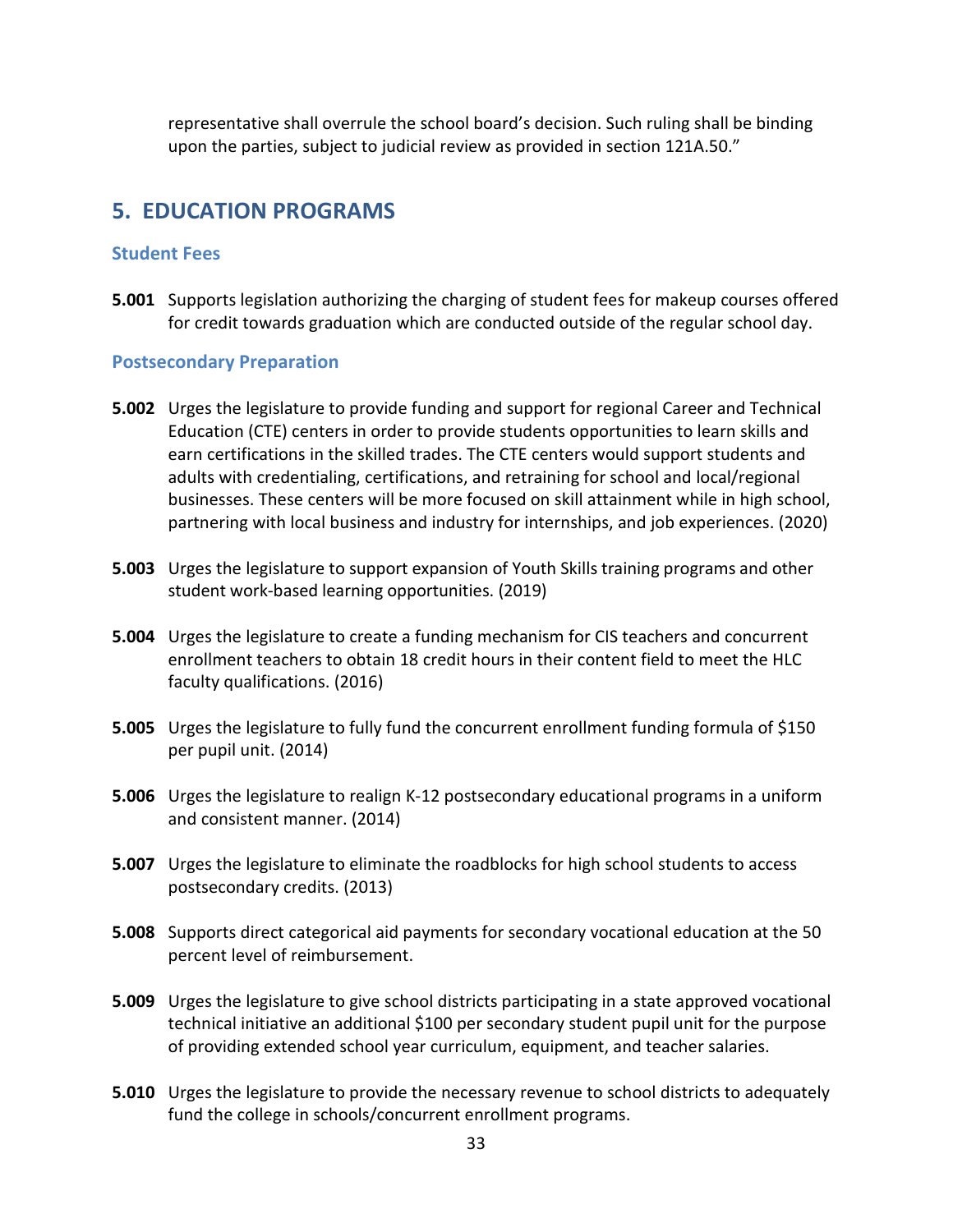representative shall overrule the school board's decision. Such ruling shall be binding upon the parties, subject to judicial review as provided in section 121A.50."

## 5. EDUCATION PROGRAMS

### Student Fees

**5.001** Supports legislation authorizing the charging of student fees for makeup courses offered for credit towards graduation which are conducted outside of the regular school day.

### Postsecondary Preparation

**5.002** Urges the legislature to provide funding and support for regional Career and Technical Education (CTE) centers in order to provide students opportunities to learn skills and earn certifications in the skilled trades. The CTE centers would support students and adults with credentialing, certifications, and retraining for school and local/regional businesses. These centers will be more focused on skill attainment while in high school, partnering with local business and industry for internships, and job experiences. (2020)

**5.003** Urges the legislature to support expansion of Youth Skills training programs and other student work-based learning opportunities. (2019)

**5.004** Urges the legislature to create a funding mechanism for CIS teachers and concurrent enrollment teachers to obtain 18 credit hours in their content field to meet the HLC faculty qualifications. (2016)

**5.005** Urges the legislature to fully fund the concurrent enrollment funding formula of $150 per pupil unit. (2014)

**5.006** Urges the legislature to realign K-12 postsecondary educational programs in a uniform and consistent manner. (2014)

**5.007** Urges the legislature to eliminate the roadblocks for high school students to access postsecondary credits. (2013)

**5.008** Supports direct categorical aid payments for secondary vocational education at the 50 percent level of reimbursement.

**5.009** Urges the legislature to give school districts participating in a state approved vocational technical initiative an additional $100 per secondary student pupil unit for the purpose of providing extended school year curriculum, equipment, and teacher salaries.

**5.010** Urges the legislature to provide the necessary revenue to school districts to adequately fund the college in schools/concurrent enrollment programs.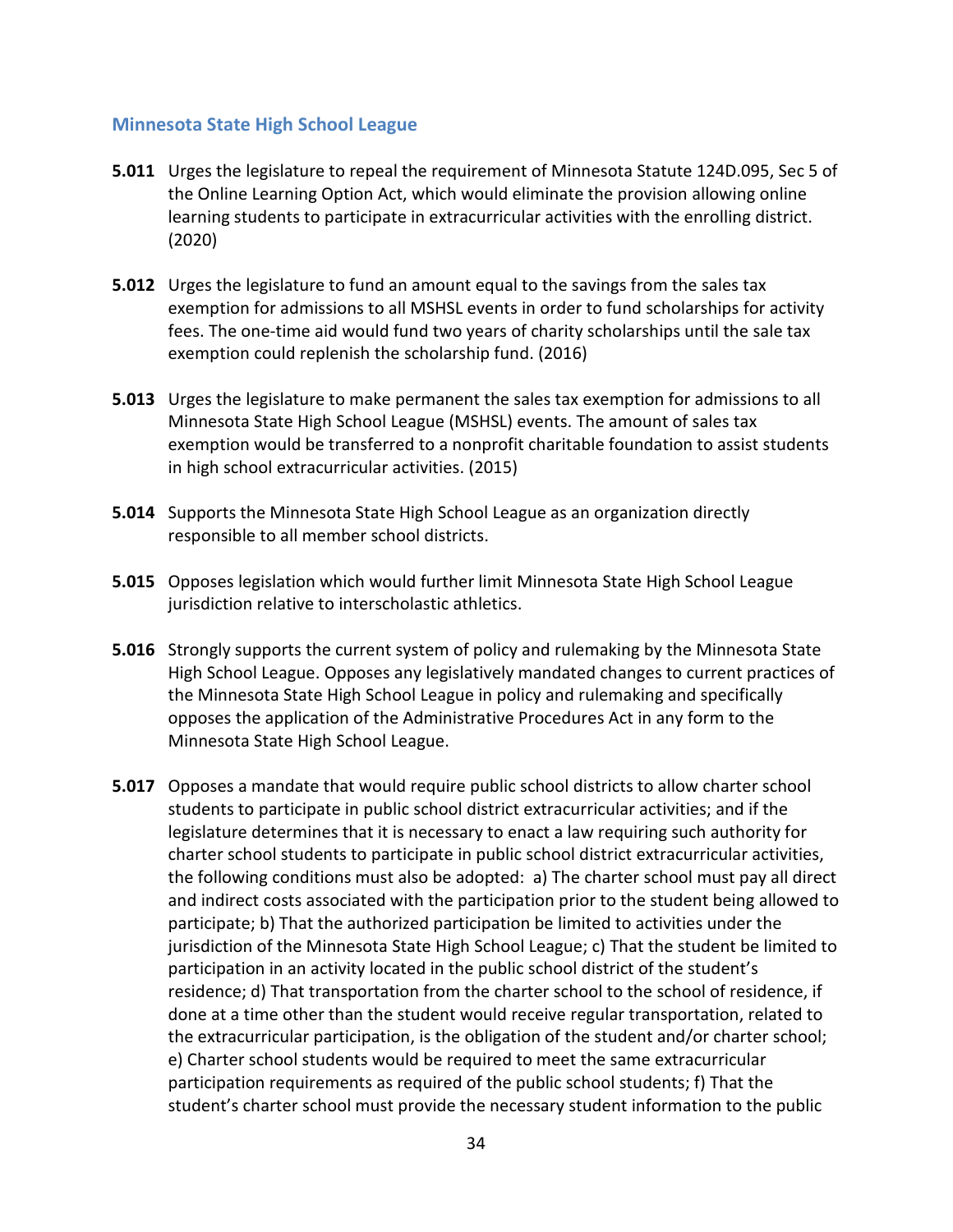## Minnesota State High School League

**5.011** Urges the legislature to repeal the requirement of Minnesota Statute 124D.095, Sec 5 of the Online Learning Option Act, which would eliminate the provision allowing online learning students to participate in extracurricular activities with the enrolling district. (2020)

**5.012** Urges the legislature to fund an amount equal to the savings from the sales tax exemption for admissions to all MSHSL events in order to fund scholarships for activity fees. The one-time aid would fund two years of charity scholarships until the sale tax exemption could replenish the scholarship fund. (2016)

**5.013** Urges the legislature to make permanent the sales tax exemption for admissions to all Minnesota State High School League (MSHSL) events. The amount of sales tax exemption would be transferred to a nonprofit charitable foundation to assist students in high school extracurricular activities. (2015)

**5.014** Supports the Minnesota State High School League as an organization directly responsible to all member school districts.

**5.015** Opposes legislation which would further limit Minnesota State High School League jurisdiction relative to interscholastic athletics.

**5.016** Strongly supports the current system of policy and rulemaking by the Minnesota State High School League. Opposes any legislatively mandated changes to current practices of the Minnesota State High School League in policy and rulemaking and specifically opposes the application of the Administrative Procedures Act in any form to the Minnesota State High School League.

**5.017** Opposes a mandate that would require public school districts to allow charter school students to participate in public school district extracurricular activities; and if the legislature determines that it is necessary to enact a law requiring such authority for charter school students to participate in public school district extracurricular activities, the following conditions must also be adopted: a) The charter school must pay all direct and indirect costs associated with the participation prior to the student being allowed to participate; b) That the authorized participation be limited to activities under the jurisdiction of the Minnesota State High School League; c) That the student be limited to participation in an activity located in the public school district of the student's residence; d) That transportation from the charter school to the school of residence, if done at a time other than the student would receive regular transportation, related to the extracurricular participation, is the obligation of the student and/or charter school; e) Charter school students would be required to meet the same extracurricular participation requirements as required of the public school students; f) That the student's charter school must provide the necessary student information to the public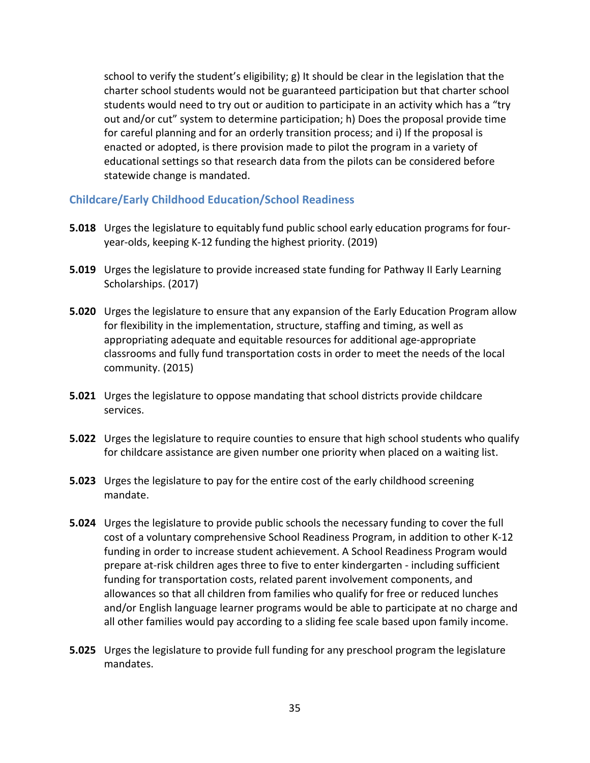school to verify the student's eligibility; g) It should be clear in the legislation that the charter school students would not be guaranteed participation but that charter school students would need to try out or audition to participate in an activity which has a "try out and/or cut" system to determine participation; h) Does the proposal provide time for careful planning and for an orderly transition process; and i) If the proposal is enacted or adopted, is there provision made to pilot the program in a variety of educational settings so that research data from the pilots can be considered before statewide change is mandated.

### Childcare/Early Childhood Education/School Readiness

**5.018** Urges the legislature to equitably fund public school early education programs for four-year-olds, keeping K-12 funding the highest priority. (2019)

**5.019** Urges the legislature to provide increased state funding for Pathway II Early Learning Scholarships. (2017)

**5.020** Urges the legislature to ensure that any expansion of the Early Education Program allow for flexibility in the implementation, structure, staffing and timing, as well as appropriating adequate and equitable resources for additional age-appropriate classrooms and fully fund transportation costs in order to meet the needs of the local community. (2015)

**5.021** Urges the legislature to oppose mandating that school districts provide childcare services.

**5.022** Urges the legislature to require counties to ensure that high school students who qualify for childcare assistance are given number one priority when placed on a waiting list.

**5.023** Urges the legislature to pay for the entire cost of the early childhood screening mandate.

**5.024** Urges the legislature to provide public schools the necessary funding to cover the full cost of a voluntary comprehensive School Readiness Program, in addition to other K-12 funding in order to increase student achievement. A School Readiness Program would prepare at-risk children ages three to five to enter kindergarten - including sufficient funding for transportation costs, related parent involvement components, and allowances so that all children from families who qualify for free or reduced lunches and/or English language learner programs would be able to participate at no charge and all other families would pay according to a sliding fee scale based upon family income.

**5.025** Urges the legislature to provide full funding for any preschool program the legislature mandates.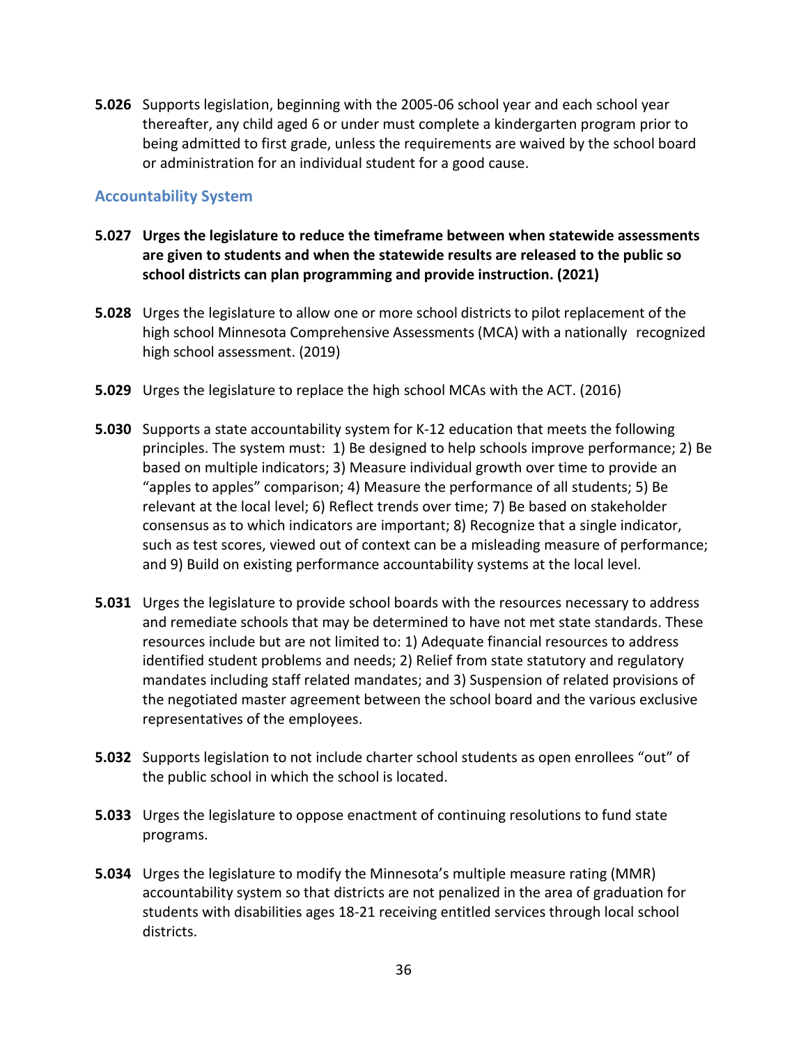**5.026** Supports legislation, beginning with the 2005-06 school year and each school year thereafter, any child aged 6 or under must complete a kindergarten program prior to being admitted to first grade, unless the requirements are waived by the school board or administration for an individual student for a good cause.

## Accountability System

**5.027 Urges the legislature to reduce the timeframe between when statewide assessments are given to students and when the statewide results are released to the public so school districts can plan programming and provide instruction. (2021)**

**5.028** Urges the legislature to allow one or more school districts to pilot replacement of the high school Minnesota Comprehensive Assessments (MCA) with a nationally recognized high school assessment. (2019)

**5.029** Urges the legislature to replace the high school MCAs with the ACT. (2016)

**5.030** Supports a state accountability system for K-12 education that meets the following principles. The system must: 1) Be designed to help schools improve performance; 2) Be based on multiple indicators; 3) Measure individual growth over time to provide an "apples to apples" comparison; 4) Measure the performance of all students; 5) Be relevant at the local level; 6) Reflect trends over time; 7) Be based on stakeholder consensus as to which indicators are important; 8) Recognize that a single indicator, such as test scores, viewed out of context can be a misleading measure of performance; and 9) Build on existing performance accountability systems at the local level.

**5.031** Urges the legislature to provide school boards with the resources necessary to address and remediate schools that may be determined to have not met state standards. These resources include but are not limited to: 1) Adequate financial resources to address identified student problems and needs; 2) Relief from state statutory and regulatory mandates including staff related mandates; and 3) Suspension of related provisions of the negotiated master agreement between the school board and the various exclusive representatives of the employees.

**5.032** Supports legislation to not include charter school students as open enrollees "out" of the public school in which the school is located.

**5.033** Urges the legislature to oppose enactment of continuing resolutions to fund state programs.

**5.034** Urges the legislature to modify the Minnesota's multiple measure rating (MMR) accountability system so that districts are not penalized in the area of graduation for students with disabilities ages 18-21 receiving entitled services through local school districts.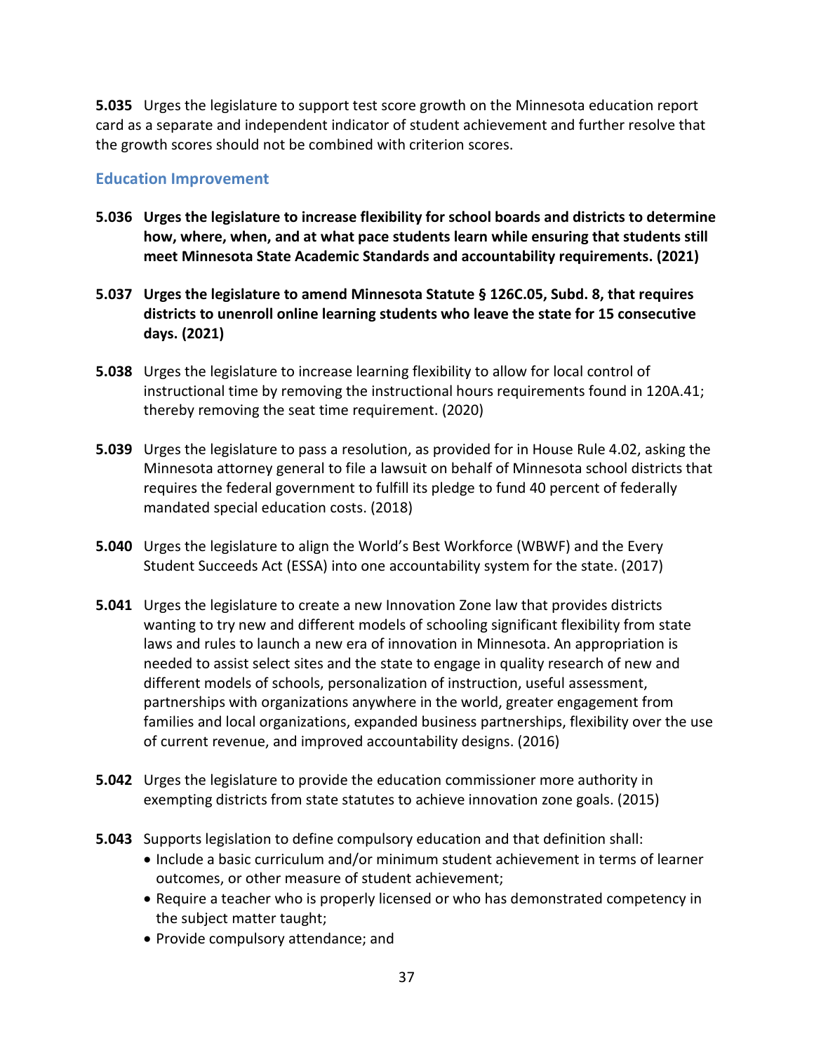**5.035** Urges the legislature to support test score growth on the Minnesota education report card as a separate and independent indicator of student achievement and further resolve that the growth scores should not be combined with criterion scores.

### Education Improvement

**5.036 Urges the legislature to increase flexibility for school boards and districts to determine how, where, when, and at what pace students learn while ensuring that students still meet Minnesota State Academic Standards and accountability requirements. (2021)**

**5.037 Urges the legislature to amend Minnesota Statute § 126C.05, Subd. 8, that requires districts to unenroll online learning students who leave the state for 15 consecutive days. (2021)**

**5.038** Urges the legislature to increase learning flexibility to allow for local control of instructional time by removing the instructional hours requirements found in 120A.41; thereby removing the seat time requirement. (2020)

**5.039** Urges the legislature to pass a resolution, as provided for in House Rule 4.02, asking the Minnesota attorney general to file a lawsuit on behalf of Minnesota school districts that requires the federal government to fulfill its pledge to fund 40 percent of federally mandated special education costs. (2018)

**5.040** Urges the legislature to align the World's Best Workforce (WBWF) and the Every Student Succeeds Act (ESSA) into one accountability system for the state. (2017)

**5.041** Urges the legislature to create a new Innovation Zone law that provides districts wanting to try new and different models of schooling significant flexibility from state laws and rules to launch a new era of innovation in Minnesota. An appropriation is needed to assist select sites and the state to engage in quality research of new and different models of schools, personalization of instruction, useful assessment, partnerships with organizations anywhere in the world, greater engagement from families and local organizations, expanded business partnerships, flexibility over the use of current revenue, and improved accountability designs. (2016)

**5.042** Urges the legislature to provide the education commissioner more authority in exempting districts from state statutes to achieve innovation zone goals. (2015)

**5.043** Supports legislation to define compulsory education and that definition shall:

- Include a basic curriculum and/or minimum student achievement in terms of learner outcomes, or other measure of student achievement;
- Require a teacher who is properly licensed or who has demonstrated competency in the subject matter taught;
- Provide compulsory attendance; and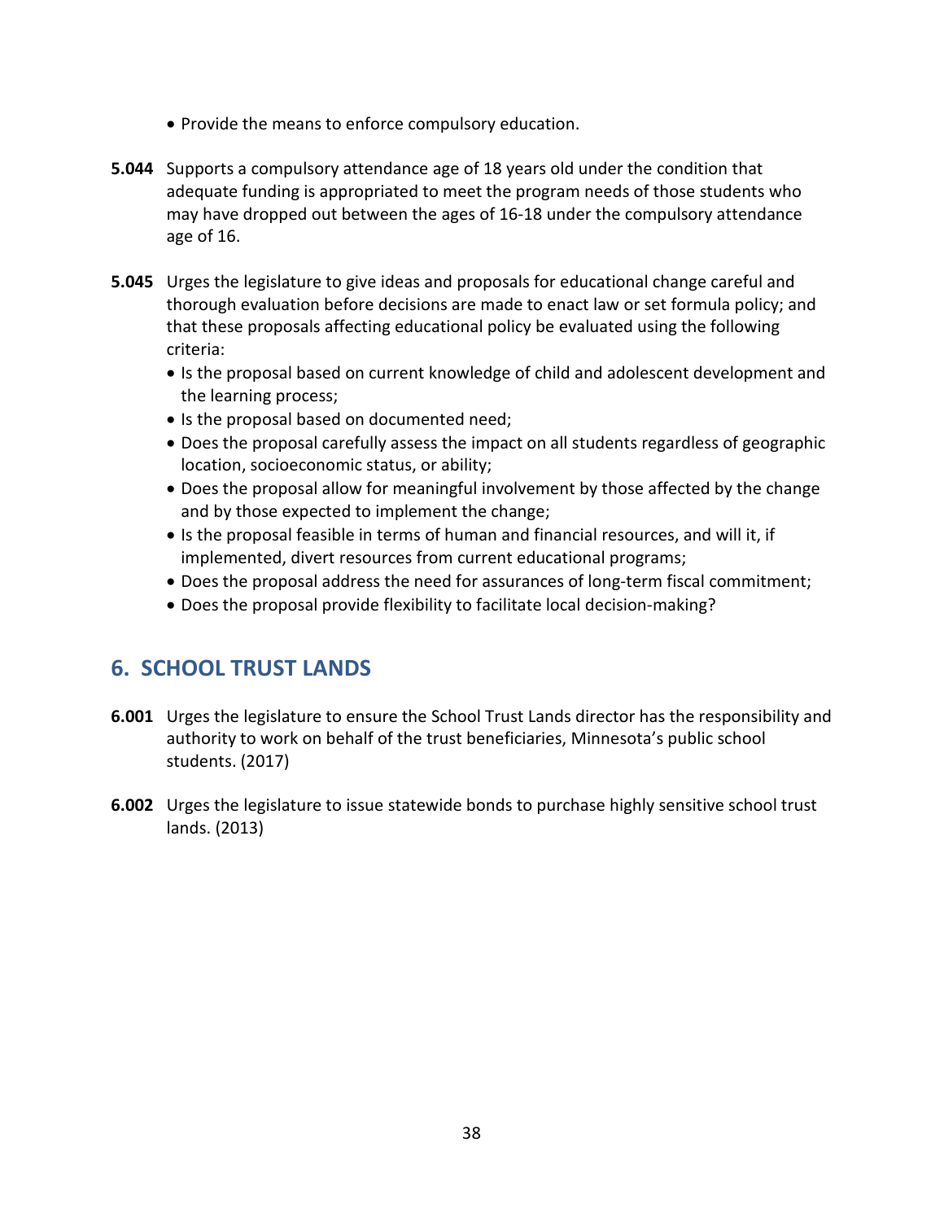- Provide the means to enforce compulsory education.

**5.044** Supports a compulsory attendance age of 18 years old under the condition that adequate funding is appropriated to meet the program needs of those students who may have dropped out between the ages of 16-18 under the compulsory attendance age of 16.

**5.045** Urges the legislature to give ideas and proposals for educational change careful and thorough evaluation before decisions are made to enact law or set formula policy; and that these proposals affecting educational policy be evaluated using the following criteria:

- Is the proposal based on current knowledge of child and adolescent development and the learning process;
- Is the proposal based on documented need;
- Does the proposal carefully assess the impact on all students regardless of geographic location, socioeconomic status, or ability;
- Does the proposal allow for meaningful involvement by those affected by the change and by those expected to implement the change;
- Is the proposal feasible in terms of human and financial resources, and will it, if implemented, divert resources from current educational programs;
- Does the proposal address the need for assurances of long-term fiscal commitment;
- Does the proposal provide flexibility to facilitate local decision-making?

## 6. SCHOOL TRUST LANDS

**6.001** Urges the legislature to ensure the School Trust Lands director has the responsibility and authority to work on behalf of the trust beneficiaries, Minnesota's public school students. (2017)

**6.002** Urges the legislature to issue statewide bonds to purchase highly sensitive school trust lands. (2013)